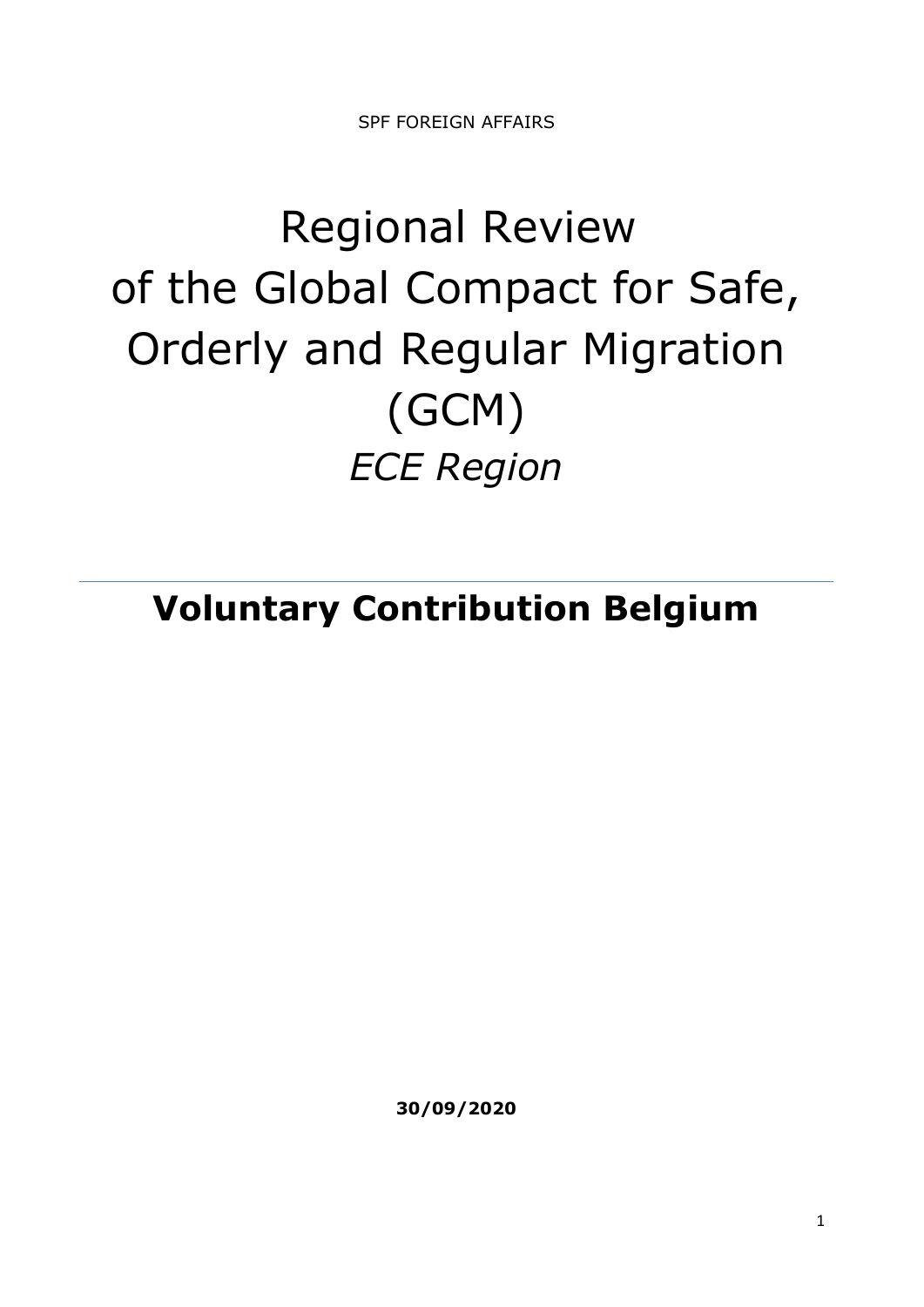SPF FOREIGN AFFAIRS

# Regional Review of the Global Compact for Safe, Orderly and Regular Migration (GCM)

*ECE Region*

---

## **Voluntary Contribution Belgium**

**30/09/2020**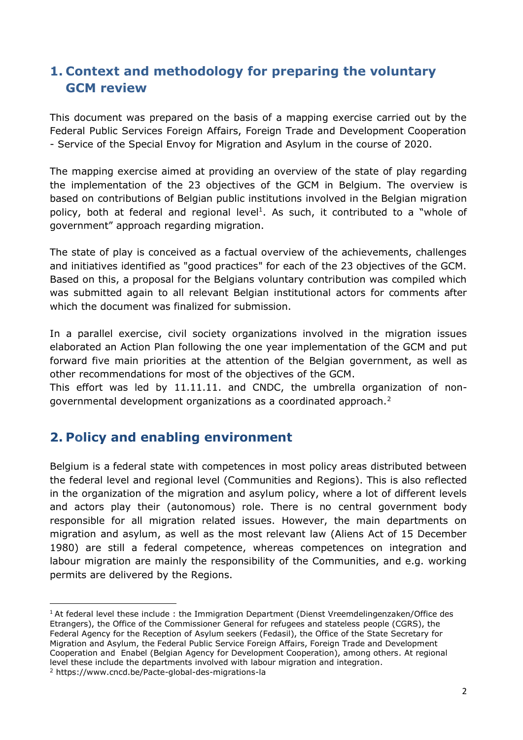## 1. Context and methodology for preparing the voluntary GCM review

This document was prepared on the basis of a mapping exercise carried out by the Federal Public Services Foreign Affairs, Foreign Trade and Development Cooperation - Service of the Special Envoy for Migration and Asylum in the course of 2020.

The mapping exercise aimed at providing an overview of the state of play regarding the implementation of the 23 objectives of the GCM in Belgium. The overview is based on contributions of Belgian public institutions involved in the Belgian migration policy, both at federal and regional level[1]. As such, it contributed to a "whole of government" approach regarding migration.

The state of play is conceived as a factual overview of the achievements, challenges and initiatives identified as "good practices" for each of the 23 objectives of the GCM. Based on this, a proposal for the Belgians voluntary contribution was compiled which was submitted again to all relevant Belgian institutional actors for comments after which the document was finalized for submission.

In a parallel exercise, civil society organizations involved in the migration issues elaborated an Action Plan following the one year implementation of the GCM and put forward five main priorities at the attention of the Belgian government, as well as other recommendations for most of the objectives of the GCM.
This effort was led by 11.11.11. and CNDC, the umbrella organization of non-governmental development organizations as a coordinated approach.[2]

## 2. Policy and enabling environment

Belgium is a federal state with competences in most policy areas distributed between the federal level and regional level (Communities and Regions). This is also reflected in the organization of the migration and asylum policy, where a lot of different levels and actors play their (autonomous) role. There is no central government body responsible for all migration related issues. However, the main departments on migration and asylum, as well as the most relevant law (Aliens Act of 15 December 1980) are still a federal competence, whereas competences on integration and labour migration are mainly the responsibility of the Communities, and e.g. working permits are delivered by the Regions.

---

[1] At federal level these include : the Immigration Department (Dienst Vreemdelingenzaken/Office des Etrangers), the Office of the Commissioner General for refugees and stateless people (CGRS), the Federal Agency for the Reception of Asylum seekers (Fedasil), the Office of the State Secretary for Migration and Asylum, the Federal Public Service Foreign Affairs, Foreign Trade and Development Cooperation and Enabel (Belgian Agency for Development Cooperation), among others. At regional level these include the departments involved with labour migration and integration.

[2] https://www.cncd.be/Pacte-global-des-migrations-la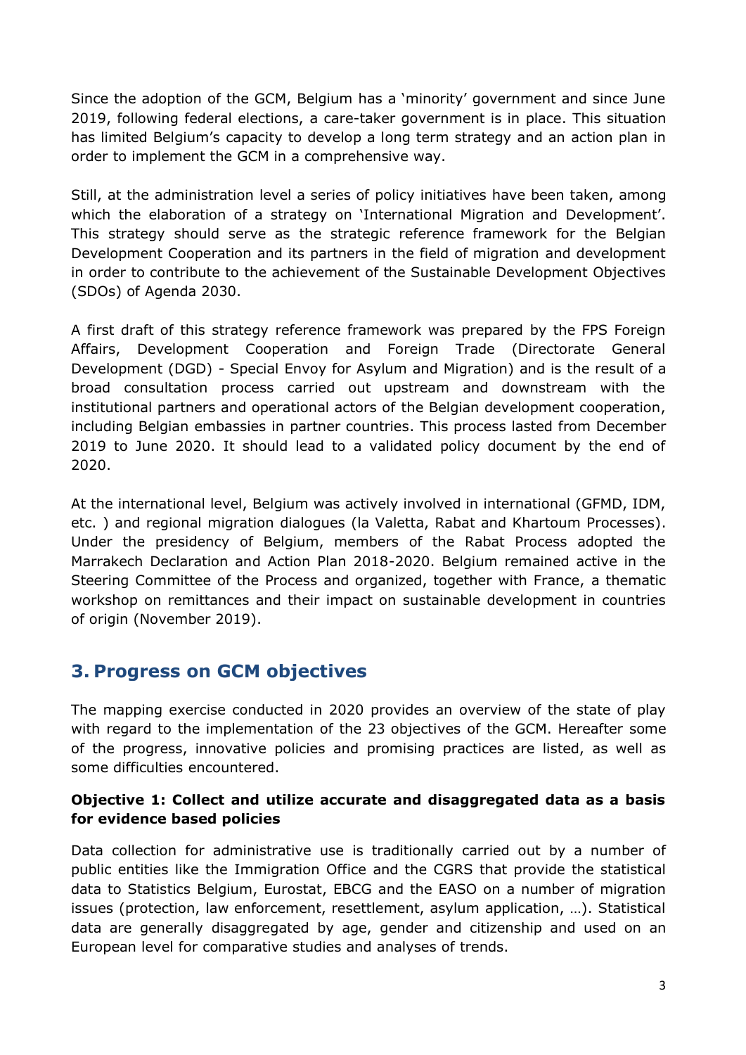Since the adoption of the GCM, Belgium has a 'minority' government and since June 2019, following federal elections, a care-taker government is in place. This situation has limited Belgium's capacity to develop a long term strategy and an action plan in order to implement the GCM in a comprehensive way.

Still, at the administration level a series of policy initiatives have been taken, among which the elaboration of a strategy on 'International Migration and Development'. This strategy should serve as the strategic reference framework for the Belgian Development Cooperation and its partners in the field of migration and development in order to contribute to the achievement of the Sustainable Development Objectives (SDOs) of Agenda 2030.

A first draft of this strategy reference framework was prepared by the FPS Foreign Affairs, Development Cooperation and Foreign Trade (Directorate General Development (DGD) - Special Envoy for Asylum and Migration) and is the result of a broad consultation process carried out upstream and downstream with the institutional partners and operational actors of the Belgian development cooperation, including Belgian embassies in partner countries. This process lasted from December 2019 to June 2020. It should lead to a validated policy document by the end of 2020.

At the international level, Belgium was actively involved in international (GFMD, IDM, etc. ) and regional migration dialogues (la Valetta, Rabat and Khartoum Processes). Under the presidency of Belgium, members of the Rabat Process adopted the Marrakech Declaration and Action Plan 2018-2020. Belgium remained active in the Steering Committee of the Process and organized, together with France, a thematic workshop on remittances and their impact on sustainable development in countries of origin (November 2019).

## 3. Progress on GCM objectives

The mapping exercise conducted in 2020 provides an overview of the state of play with regard to the implementation of the 23 objectives of the GCM. Hereafter some of the progress, innovative policies and promising practices are listed, as well as some difficulties encountered.

#### Objective 1: Collect and utilize accurate and disaggregated data as a basis for evidence based policies

Data collection for administrative use is traditionally carried out by a number of public entities like the Immigration Office and the CGRS that provide the statistical data to Statistics Belgium, Eurostat, EBCG and the EASO on a number of migration issues (protection, law enforcement, resettlement, asylum application, …). Statistical data are generally disaggregated by age, gender and citizenship and used on an European level for comparative studies and analyses of trends.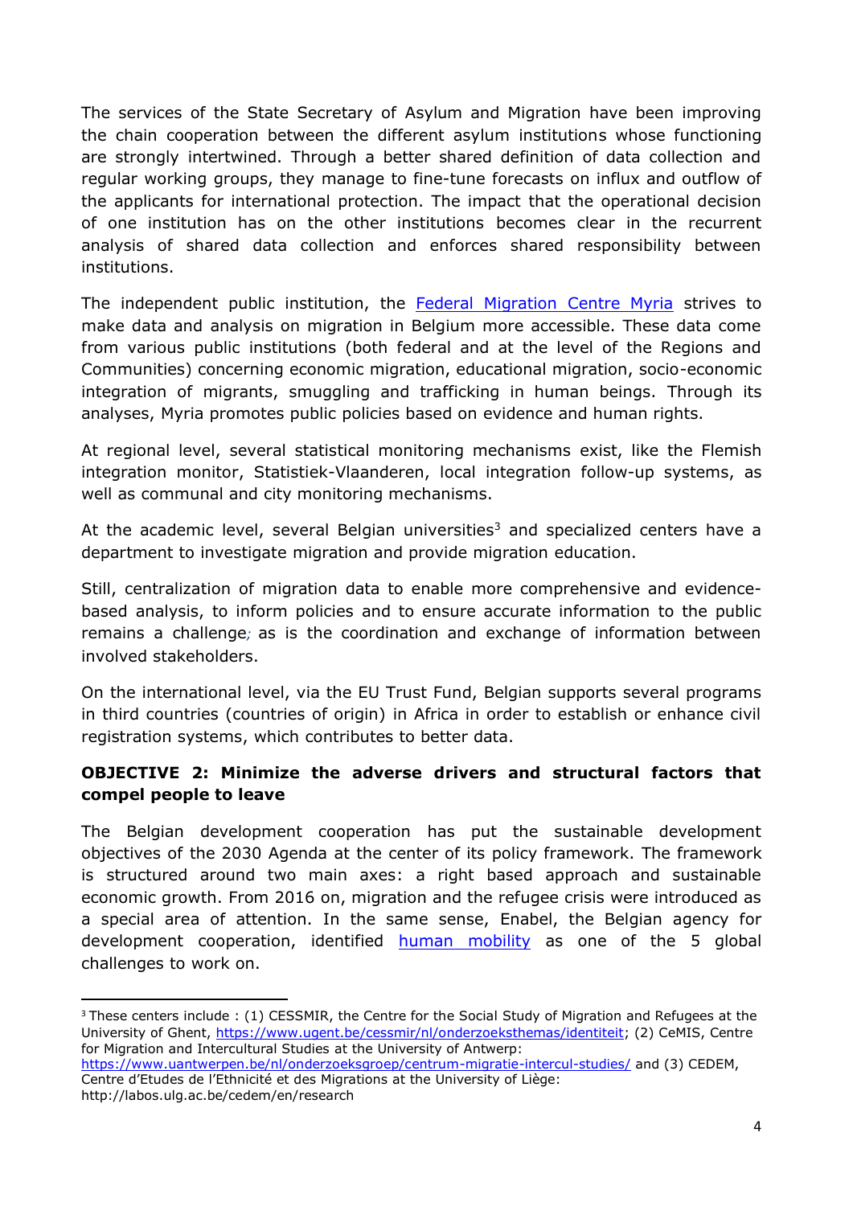The services of the State Secretary of Asylum and Migration have been improving the chain cooperation between the different asylum institutions whose functioning are strongly intertwined. Through a better shared definition of data collection and regular working groups, they manage to fine-tune forecasts on influx and outflow of the applicants for international protection. The impact that the operational decision of one institution has on the other institutions becomes clear in the recurrent analysis of shared data collection and enforces shared responsibility between institutions.

The independent public institution, the [Federal Migration Centre Myria]() strives to make data and analysis on migration in Belgium more accessible. These data come from various public institutions (both federal and at the level of the Regions and Communities) concerning economic migration, educational migration, socio-economic integration of migrants, smuggling and trafficking in human beings. Through its analyses, Myria promotes public policies based on evidence and human rights.

At regional level, several statistical monitoring mechanisms exist, like the Flemish integration monitor, Statistiek-Vlaanderen, local integration follow-up systems, as well as communal and city monitoring mechanisms.

At the academic level, several Belgian universities[3] and specialized centers have a department to investigate migration and provide migration education.

Still, centralization of migration data to enable more comprehensive and evidence-based analysis, to inform policies and to ensure accurate information to the public remains a challenge; as is the coordination and exchange of information between involved stakeholders.

On the international level, via the EU Trust Fund, Belgian supports several programs in third countries (countries of origin) in Africa in order to establish or enhance civil registration systems, which contributes to better data.

**OBJECTIVE 2: Minimize the adverse drivers and structural factors that compel people to leave**

The Belgian development cooperation has put the sustainable development objectives of the 2030 Agenda at the center of its policy framework. The framework is structured around two main axes: a right based approach and sustainable economic growth. From 2016 on, migration and the refugee crisis were introduced as a special area of attention. In the same sense, Enabel, the Belgian agency for development cooperation, identified [human mobility]() as one of the 5 global challenges to work on.

---

[3] These centers include : (1) CESSMIR, the Centre for the Social Study of Migration and Refugees at the University of Ghent, https://www.ugent.be/cessmir/nl/onderzoeksthemas/identiteit; (2) CeMIS, Centre for Migration and Intercultural Studies at the University of Antwerp: https://www.uantwerpen.be/nl/onderzoeksgroep/centrum-migratie-intercul-studies/ and (3) CEDEM, Centre d'Etudes de l'Ethnicité et des Migrations at the University of Liège: http://labos.ulg.ac.be/cedem/en/research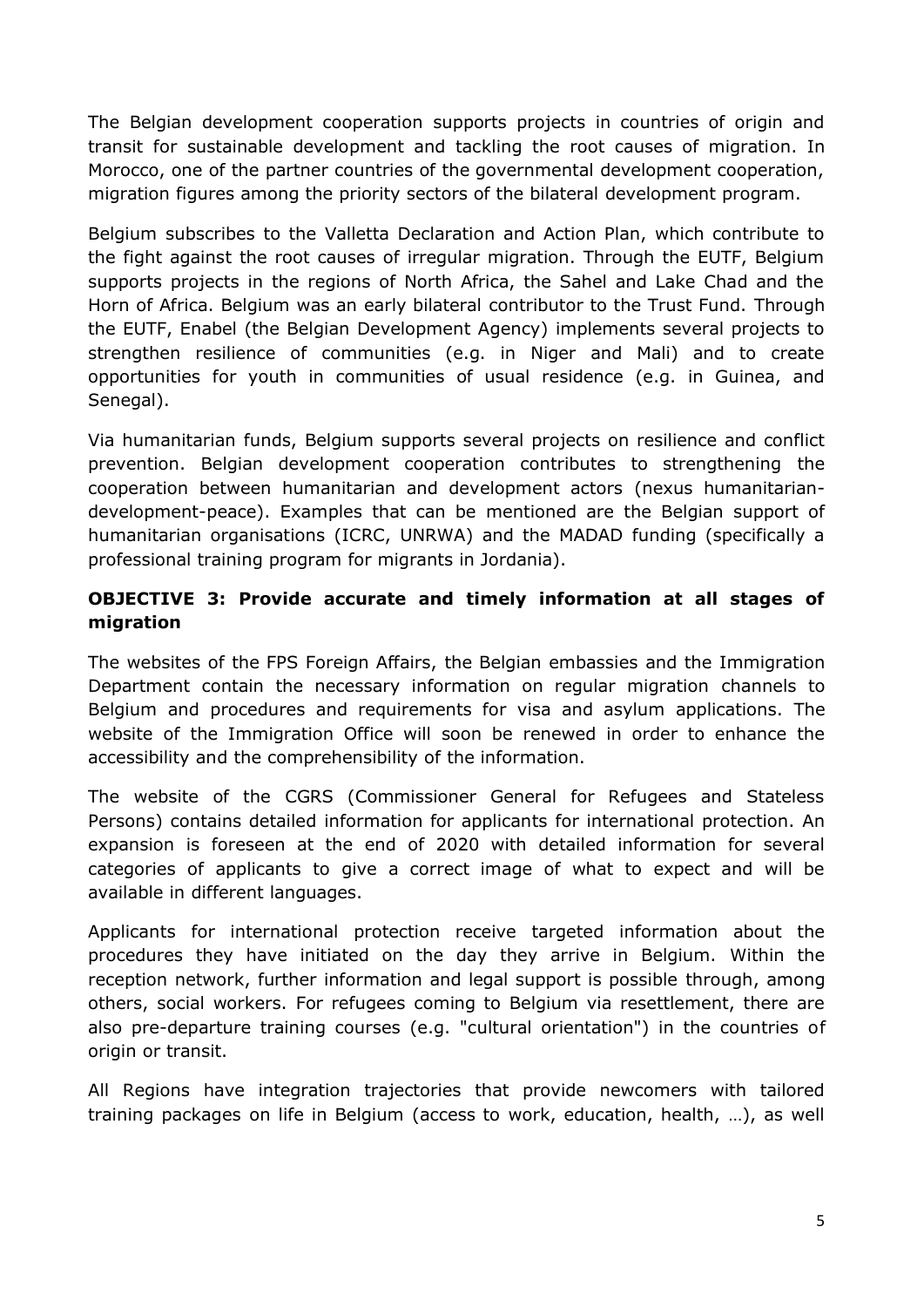The Belgian development cooperation supports projects in countries of origin and transit for sustainable development and tackling the root causes of migration. In Morocco, one of the partner countries of the governmental development cooperation, migration figures among the priority sectors of the bilateral development program.

Belgium subscribes to the Valletta Declaration and Action Plan, which contribute to the fight against the root causes of irregular migration. Through the EUTF, Belgium supports projects in the regions of North Africa, the Sahel and Lake Chad and the Horn of Africa. Belgium was an early bilateral contributor to the Trust Fund. Through the EUTF, Enabel (the Belgian Development Agency) implements several projects to strengthen resilience of communities (e.g. in Niger and Mali) and to create opportunities for youth in communities of usual residence (e.g. in Guinea, and Senegal).

Via humanitarian funds, Belgium supports several projects on resilience and conflict prevention. Belgian development cooperation contributes to strengthening the cooperation between humanitarian and development actors (nexus humanitarian-development-peace). Examples that can be mentioned are the Belgian support of humanitarian organisations (ICRC, UNRWA) and the MADAD funding (specifically a professional training program for migrants in Jordania).

**OBJECTIVE 3: Provide accurate and timely information at all stages of migration**

The websites of the FPS Foreign Affairs, the Belgian embassies and the Immigration Department contain the necessary information on regular migration channels to Belgium and procedures and requirements for visa and asylum applications. The website of the Immigration Office will soon be renewed in order to enhance the accessibility and the comprehensibility of the information.

The website of the CGRS (Commissioner General for Refugees and Stateless Persons) contains detailed information for applicants for international protection. An expansion is foreseen at the end of 2020 with detailed information for several categories of applicants to give a correct image of what to expect and will be available in different languages.

Applicants for international protection receive targeted information about the procedures they have initiated on the day they arrive in Belgium. Within the reception network, further information and legal support is possible through, among others, social workers. For refugees coming to Belgium via resettlement, there are also pre-departure training courses (e.g. "cultural orientation") in the countries of origin or transit.

All Regions have integration trajectories that provide newcomers with tailored training packages on life in Belgium (access to work, education, health, …), as well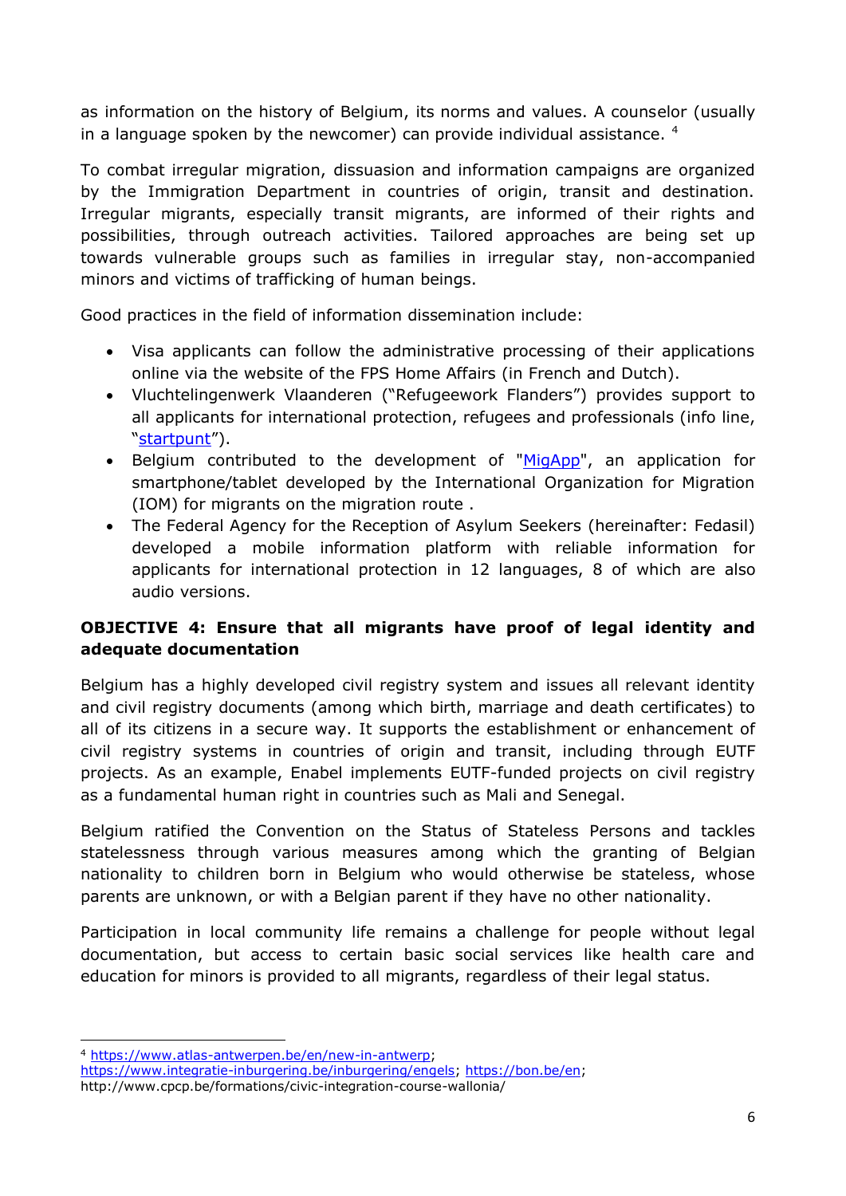as information on the history of Belgium, its norms and values. A counselor (usually in a language spoken by the newcomer) can provide individual assistance. [4]

To combat irregular migration, dissuasion and information campaigns are organized by the Immigration Department in countries of origin, transit and destination. Irregular migrants, especially transit migrants, are informed of their rights and possibilities, through outreach activities. Tailored approaches are being set up towards vulnerable groups such as families in irregular stay, non-accompanied minors and victims of trafficking of human beings.

Good practices in the field of information dissemination include:

- Visa applicants can follow the administrative processing of their applications online via the website of the FPS Home Affairs (in French and Dutch).
- Vluchtelingenwerk Vlaanderen ("Refugeework Flanders") provides support to all applicants for international protection, refugees and professionals (info line, "startpunt").
- Belgium contributed to the development of "MigApp", an application for smartphone/tablet developed by the International Organization for Migration (IOM) for migrants on the migration route .
- The Federal Agency for the Reception of Asylum Seekers (hereinafter: Fedasil) developed a mobile information platform with reliable information for applicants for international protection in 12 languages, 8 of which are also audio versions.

**OBJECTIVE 4: Ensure that all migrants have proof of legal identity and adequate documentation**

Belgium has a highly developed civil registry system and issues all relevant identity and civil registry documents (among which birth, marriage and death certificates) to all of its citizens in a secure way. It supports the establishment or enhancement of civil registry systems in countries of origin and transit, including through EUTF projects. As an example, Enabel implements EUTF-funded projects on civil registry as a fundamental human right in countries such as Mali and Senegal.

Belgium ratified the Convention on the Status of Stateless Persons and tackles statelessness through various measures among which the granting of Belgian nationality to children born in Belgium who would otherwise be stateless, whose parents are unknown, or with a Belgian parent if they have no other nationality.

Participation in local community life remains a challenge for people without legal documentation, but access to certain basic social services like health care and education for minors is provided to all migrants, regardless of their legal status.

---

[4] https://www.atlas-antwerpen.be/en/new-in-antwerp; https://www.integratie-inburgering.be/inburgering/engels; https://bon.be/en; http://www.cpcp.be/formations/civic-integration-course-wallonia/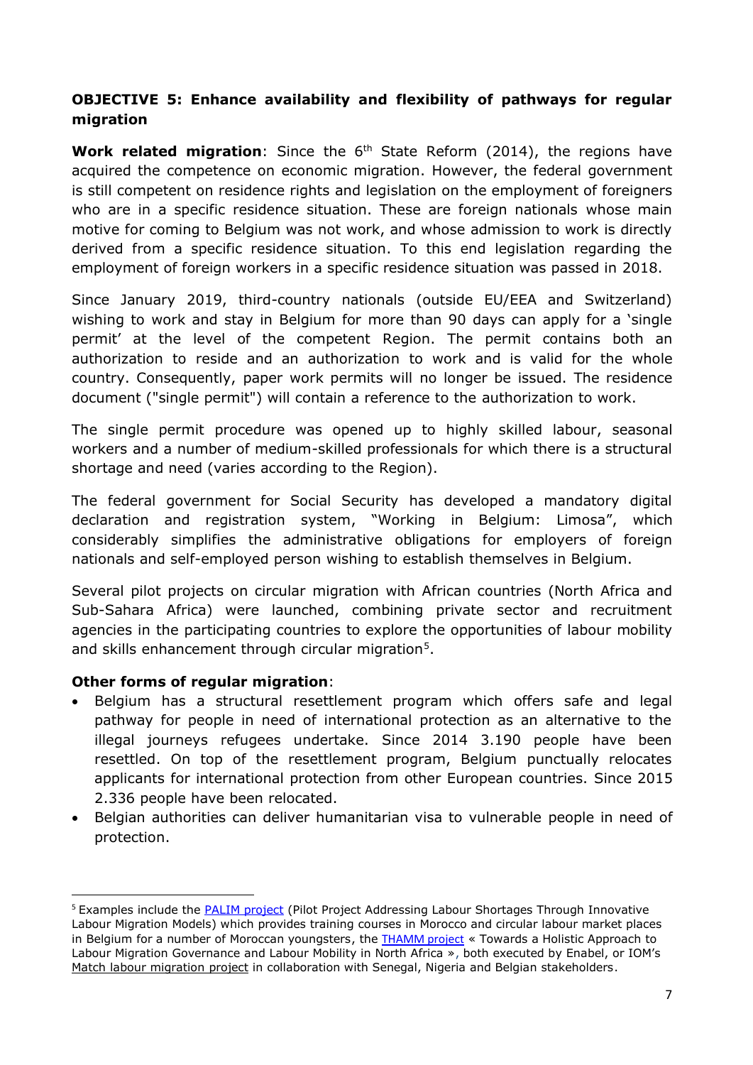**OBJECTIVE 5: Enhance availability and flexibility of pathways for regular migration**

**Work related migration**: Since the 6th State Reform (2014), the regions have acquired the competence on economic migration. However, the federal government is still competent on residence rights and legislation on the employment of foreigners who are in a specific residence situation. These are foreign nationals whose main motive for coming to Belgium was not work, and whose admission to work is directly derived from a specific residence situation. To this end legislation regarding the employment of foreign workers in a specific residence situation was passed in 2018.

Since January 2019, third-country nationals (outside EU/EEA and Switzerland) wishing to work and stay in Belgium for more than 90 days can apply for a 'single permit' at the level of the competent Region. The permit contains both an authorization to reside and an authorization to work and is valid for the whole country. Consequently, paper work permits will no longer be issued. The residence document ("single permit") will contain a reference to the authorization to work.

The single permit procedure was opened up to highly skilled labour, seasonal workers and a number of medium-skilled professionals for which there is a structural shortage and need (varies according to the Region).

The federal government for Social Security has developed a mandatory digital declaration and registration system, "Working in Belgium: Limosa", which considerably simplifies the administrative obligations for employers of foreign nationals and self-employed person wishing to establish themselves in Belgium.

Several pilot projects on circular migration with African countries (North Africa and Sub-Sahara Africa) were launched, combining private sector and recruitment agencies in the participating countries to explore the opportunities of labour mobility and skills enhancement through circular migration[5].

**Other forms of regular migration**:

- Belgium has a structural resettlement program which offers safe and legal pathway for people in need of international protection as an alternative to the illegal journeys refugees undertake. Since 2014 3.190 people have been resettled. On top of the resettlement program, Belgium punctually relocates applicants for international protection from other European countries. Since 2015 2.336 people have been relocated.
- Belgian authorities can deliver humanitarian visa to vulnerable people in need of protection.

[5] Examples include the PALIM project (Pilot Project Addressing Labour Shortages Through Innovative Labour Migration Models) which provides training courses in Morocco and circular labour market places in Belgium for a number of Moroccan youngsters, the THAMM project « Towards a Holistic Approach to Labour Migration Governance and Labour Mobility in North Africa », both executed by Enabel, or IOM's Match labour migration project in collaboration with Senegal, Nigeria and Belgian stakeholders.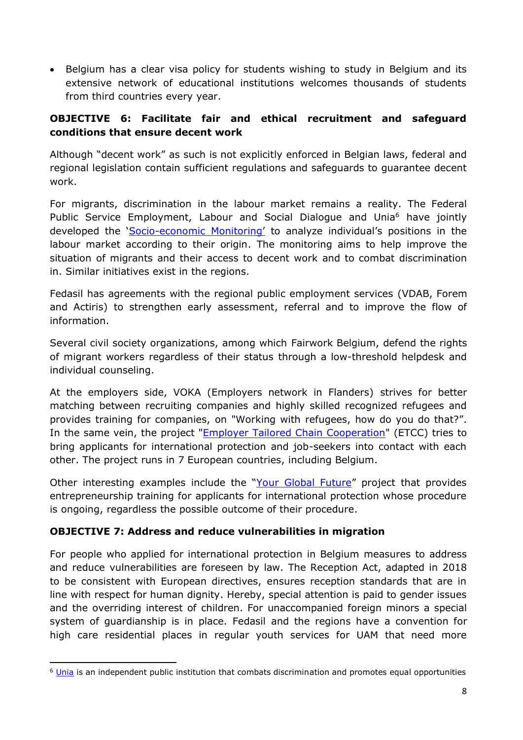- Belgium has a clear visa policy for students wishing to study in Belgium and its extensive network of educational institutions welcomes thousands of students from third countries every year.

**OBJECTIVE 6: Facilitate fair and ethical recruitment and safeguard conditions that ensure decent work**

Although "decent work" as such is not explicitly enforced in Belgian laws, federal and regional legislation contain sufficient regulations and safeguards to guarantee decent work.

For migrants, discrimination in the labour market remains a reality. The Federal Public Service Employment, Labour and Social Dialogue and Unia[6] have jointly developed the 'Socio-economic Monitoring' to analyze individual's positions in the labour market according to their origin. The monitoring aims to help improve the situation of migrants and their access to decent work and to combat discrimination in. Similar initiatives exist in the regions.

Fedasil has agreements with the regional public employment services (VDAB, Forem and Actiris) to strengthen early assessment, referral and to improve the flow of information.

Several civil society organizations, among which Fairwork Belgium, defend the rights of migrant workers regardless of their status through a low-threshold helpdesk and individual counseling.

At the employers side, VOKA (Employers network in Flanders) strives for better matching between recruiting companies and highly skilled recognized refugees and provides training for companies, on "Working with refugees, how do you do that?". In the same vein, the project "Employer Tailored Chain Cooperation" (ETCC) tries to bring applicants for international protection and job-seekers into contact with each other. The project runs in 7 European countries, including Belgium.

Other interesting examples include the "Your Global Future" project that provides entrepreneurship training for applicants for international protection whose procedure is ongoing, regardless the possible outcome of their procedure.

**OBJECTIVE 7: Address and reduce vulnerabilities in migration**

For people who applied for international protection in Belgium measures to address and reduce vulnerabilities are foreseen by law. The Reception Act, adapted in 2018 to be consistent with European directives, ensures reception standards that are in line with respect for human dignity. Hereby, special attention is paid to gender issues and the overriding interest of children. For unaccompanied foreign minors a special system of guardianship is in place. Fedasil and the regions have a convention for high care residential places in regular youth services for UAM that need more

[6] Unia is an independent public institution that combats discrimination and promotes equal opportunities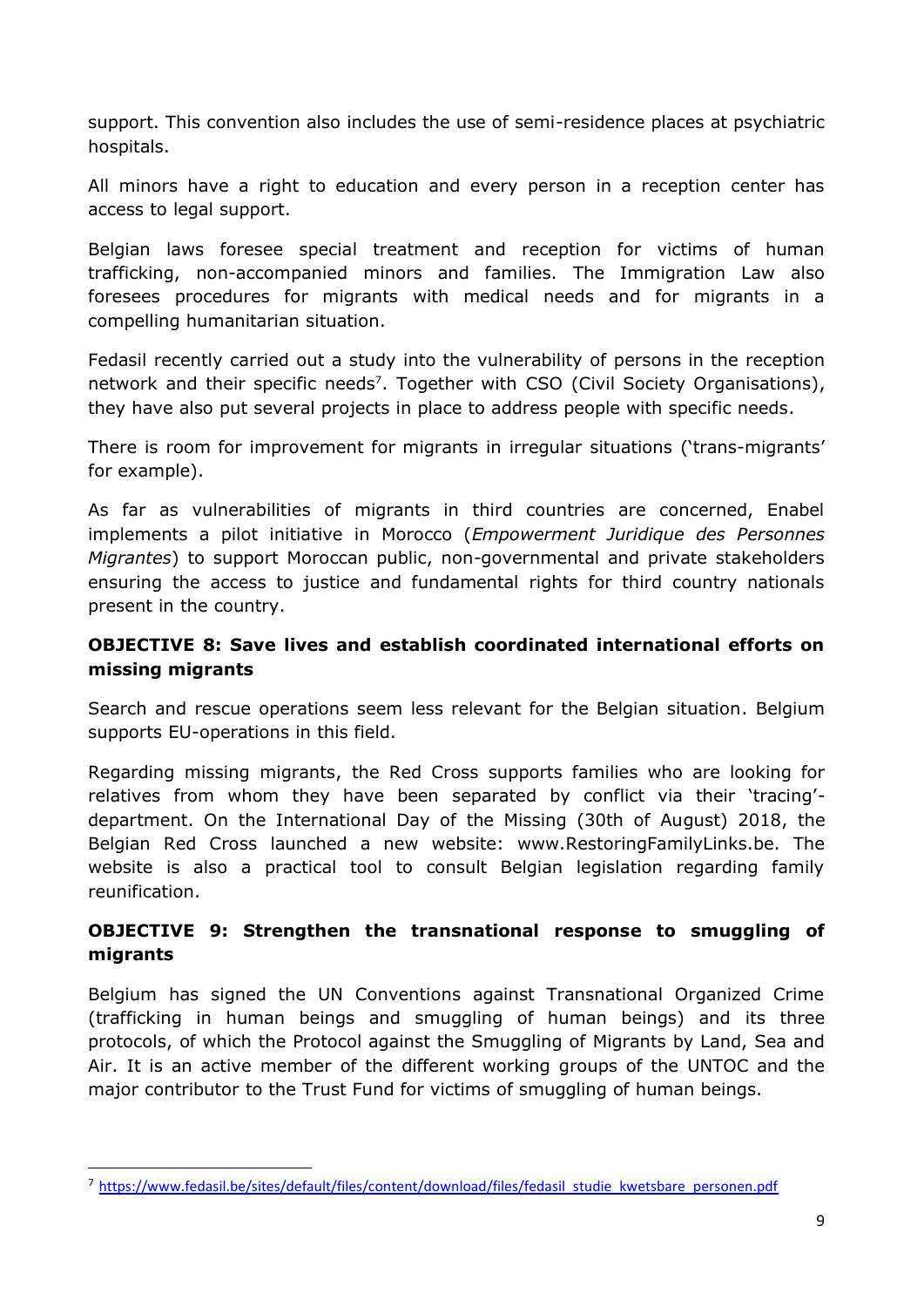support. This convention also includes the use of semi-residence places at psychiatric hospitals.

All minors have a right to education and every person in a reception center has access to legal support.

Belgian laws foresee special treatment and reception for victims of human trafficking, non-accompanied minors and families. The Immigration Law also foresees procedures for migrants with medical needs and for migrants in a compelling humanitarian situation.

Fedasil recently carried out a study into the vulnerability of persons in the reception network and their specific needs[7]. Together with CSO (Civil Society Organisations), they have also put several projects in place to address people with specific needs.

There is room for improvement for migrants in irregular situations ('trans-migrants' for example).

As far as vulnerabilities of migrants in third countries are concerned, Enabel implements a pilot initiative in Morocco (*Empowerment Juridique des Personnes Migrantes*) to support Moroccan public, non-governmental and private stakeholders ensuring the access to justice and fundamental rights for third country nationals present in the country.

**OBJECTIVE 8: Save lives and establish coordinated international efforts on missing migrants**

Search and rescue operations seem less relevant for the Belgian situation. Belgium supports EU-operations in this field.

Regarding missing migrants, the Red Cross supports families who are looking for relatives from whom they have been separated by conflict via their 'tracing'-department. On the International Day of the Missing (30th of August) 2018, the Belgian Red Cross launched a new website: www.RestoringFamilyLinks.be. The website is also a practical tool to consult Belgian legislation regarding family reunification.

**OBJECTIVE 9: Strengthen the transnational response to smuggling of migrants**

Belgium has signed the UN Conventions against Transnational Organized Crime (trafficking in human beings and smuggling of human beings) and its three protocols, of which the Protocol against the Smuggling of Migrants by Land, Sea and Air. It is an active member of the different working groups of the UNTOC and the major contributor to the Trust Fund for victims of smuggling of human beings.

---

[7] https://www.fedasil.be/sites/default/files/content/download/files/fedasil_studie_kwetsbare_personen.pdf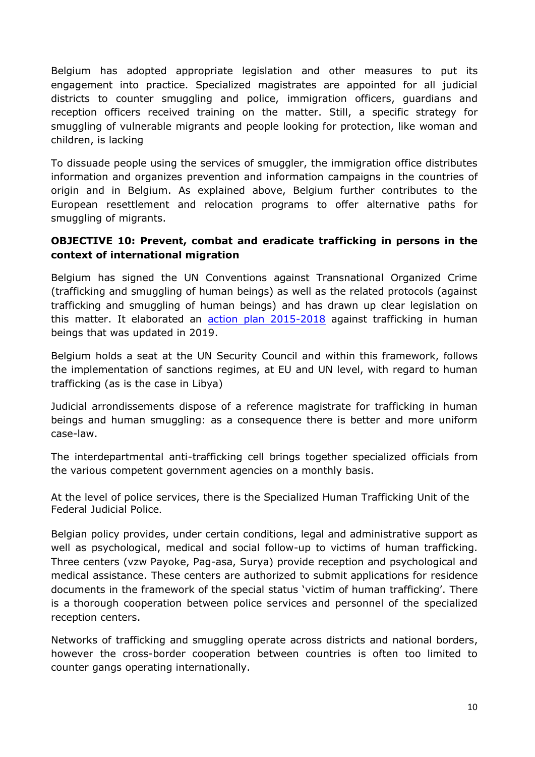Belgium has adopted appropriate legislation and other measures to put its engagement into practice. Specialized magistrates are appointed for all judicial districts to counter smuggling and police, immigration officers, guardians and reception officers received training on the matter. Still, a specific strategy for smuggling of vulnerable migrants and people looking for protection, like woman and children, is lacking

To dissuade people using the services of smuggler, the immigration office distributes information and organizes prevention and information campaigns in the countries of origin and in Belgium. As explained above, Belgium further contributes to the European resettlement and relocation programs to offer alternative paths for smuggling of migrants.

**OBJECTIVE 10: Prevent, combat and eradicate trafficking in persons in the context of international migration**

Belgium has signed the UN Conventions against Transnational Organized Crime (trafficking and smuggling of human beings) as well as the related protocols (against trafficking and smuggling of human beings) and has drawn up clear legislation on this matter. It elaborated an action plan 2015-2018 against trafficking in human beings that was updated in 2019.

Belgium holds a seat at the UN Security Council and within this framework, follows the implementation of sanctions regimes, at EU and UN level, with regard to human trafficking (as is the case in Libya)

Judicial arrondissements dispose of a reference magistrate for trafficking in human beings and human smuggling: as a consequence there is better and more uniform case-law.

The interdepartmental anti-trafficking cell brings together specialized officials from the various competent government agencies on a monthly basis.

At the level of police services, there is the Specialized Human Trafficking Unit of the Federal Judicial Police.

Belgian policy provides, under certain conditions, legal and administrative support as well as psychological, medical and social follow-up to victims of human trafficking. Three centers (vzw Payoke, Pag-asa, Surya) provide reception and psychological and medical assistance. These centers are authorized to submit applications for residence documents in the framework of the special status 'victim of human trafficking'. There is a thorough cooperation between police services and personnel of the specialized reception centers.

Networks of trafficking and smuggling operate across districts and national borders, however the cross-border cooperation between countries is often too limited to counter gangs operating internationally.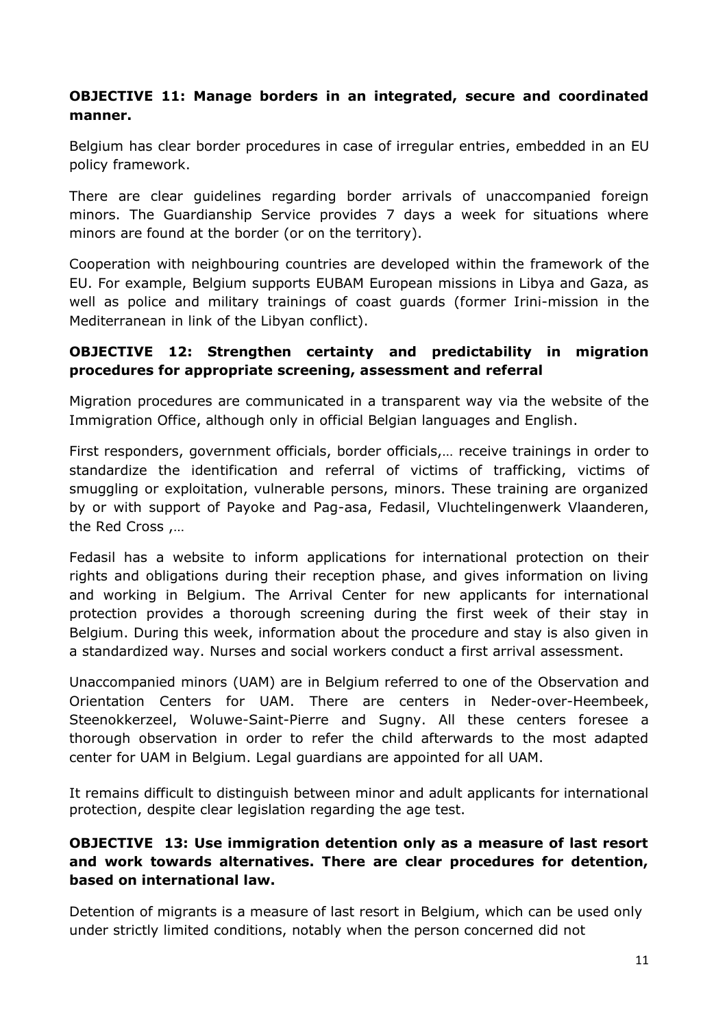**OBJECTIVE 11: Manage borders in an integrated, secure and coordinated manner.**

Belgium has clear border procedures in case of irregular entries, embedded in an EU policy framework.

There are clear guidelines regarding border arrivals of unaccompanied foreign minors. The Guardianship Service provides 7 days a week for situations where minors are found at the border (or on the territory).

Cooperation with neighbouring countries are developed within the framework of the EU. For example, Belgium supports EUBAM European missions in Libya and Gaza, as well as police and military trainings of coast guards (former Irini-mission in the Mediterranean in link of the Libyan conflict).

**OBJECTIVE 12: Strengthen certainty and predictability in migration procedures for appropriate screening, assessment and referral**

Migration procedures are communicated in a transparent way via the website of the Immigration Office, although only in official Belgian languages and English.

First responders, government officials, border officials,… receive trainings in order to standardize the identification and referral of victims of trafficking, victims of smuggling or exploitation, vulnerable persons, minors. These training are organized by or with support of Payoke and Pag-asa, Fedasil, Vluchtelingenwerk Vlaanderen, the Red Cross ,…

Fedasil has a website to inform applications for international protection on their rights and obligations during their reception phase, and gives information on living and working in Belgium. The Arrival Center for new applicants for international protection provides a thorough screening during the first week of their stay in Belgium. During this week, information about the procedure and stay is also given in a standardized way. Nurses and social workers conduct a first arrival assessment.

Unaccompanied minors (UAM) are in Belgium referred to one of the Observation and Orientation Centers for UAM. There are centers in Neder-over-Heembeek, Steenokkerzeel, Woluwe-Saint-Pierre and Sugny. All these centers foresee a thorough observation in order to refer the child afterwards to the most adapted center for UAM in Belgium. Legal guardians are appointed for all UAM.

It remains difficult to distinguish between minor and adult applicants for international protection, despite clear legislation regarding the age test.

**OBJECTIVE 13: Use immigration detention only as a measure of last resort and work towards alternatives. There are clear procedures for detention, based on international law.**

Detention of migrants is a measure of last resort in Belgium, which can be used only under strictly limited conditions, notably when the person concerned did not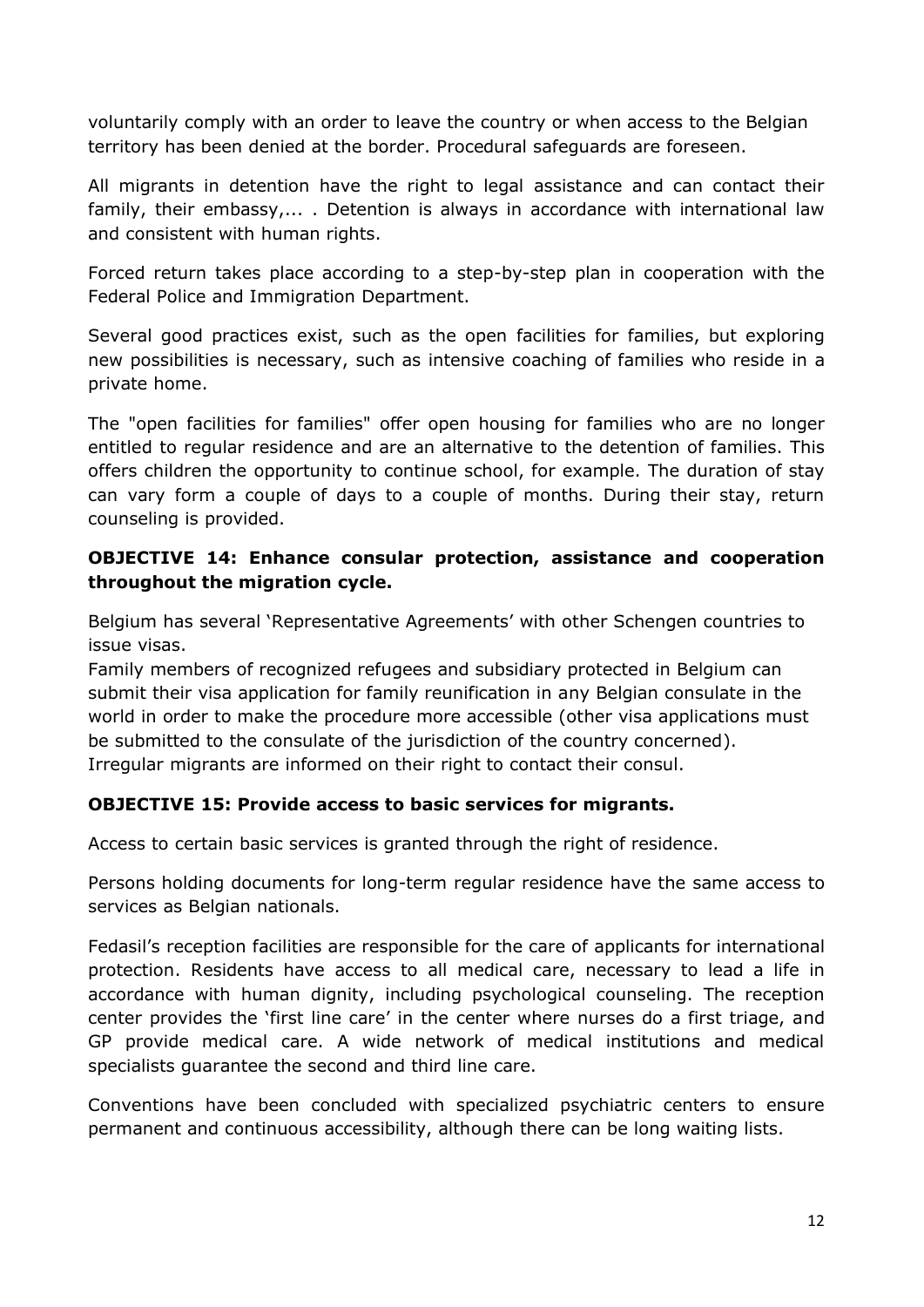voluntarily comply with an order to leave the country or when access to the Belgian territory has been denied at the border. Procedural safeguards are foreseen.

All migrants in detention have the right to legal assistance and can contact their family, their embassy,... . Detention is always in accordance with international law and consistent with human rights.

Forced return takes place according to a step-by-step plan in cooperation with the Federal Police and Immigration Department.

Several good practices exist, such as the open facilities for families, but exploring new possibilities is necessary, such as intensive coaching of families who reside in a private home.

The "open facilities for families" offer open housing for families who are no longer entitled to regular residence and are an alternative to the detention of families. This offers children the opportunity to continue school, for example. The duration of stay can vary form a couple of days to a couple of months. During their stay, return counseling is provided.

**OBJECTIVE 14: Enhance consular protection, assistance and cooperation throughout the migration cycle.**

Belgium has several 'Representative Agreements' with other Schengen countries to issue visas.

Family members of recognized refugees and subsidiary protected in Belgium can submit their visa application for family reunification in any Belgian consulate in the world in order to make the procedure more accessible (other visa applications must be submitted to the consulate of the jurisdiction of the country concerned).

Irregular migrants are informed on their right to contact their consul.

**OBJECTIVE 15: Provide access to basic services for migrants.**

Access to certain basic services is granted through the right of residence.

Persons holding documents for long-term regular residence have the same access to services as Belgian nationals.

Fedasil's reception facilities are responsible for the care of applicants for international protection. Residents have access to all medical care, necessary to lead a life in accordance with human dignity, including psychological counseling. The reception center provides the 'first line care' in the center where nurses do a first triage, and GP provide medical care. A wide network of medical institutions and medical specialists guarantee the second and third line care.

Conventions have been concluded with specialized psychiatric centers to ensure permanent and continuous accessibility, although there can be long waiting lists.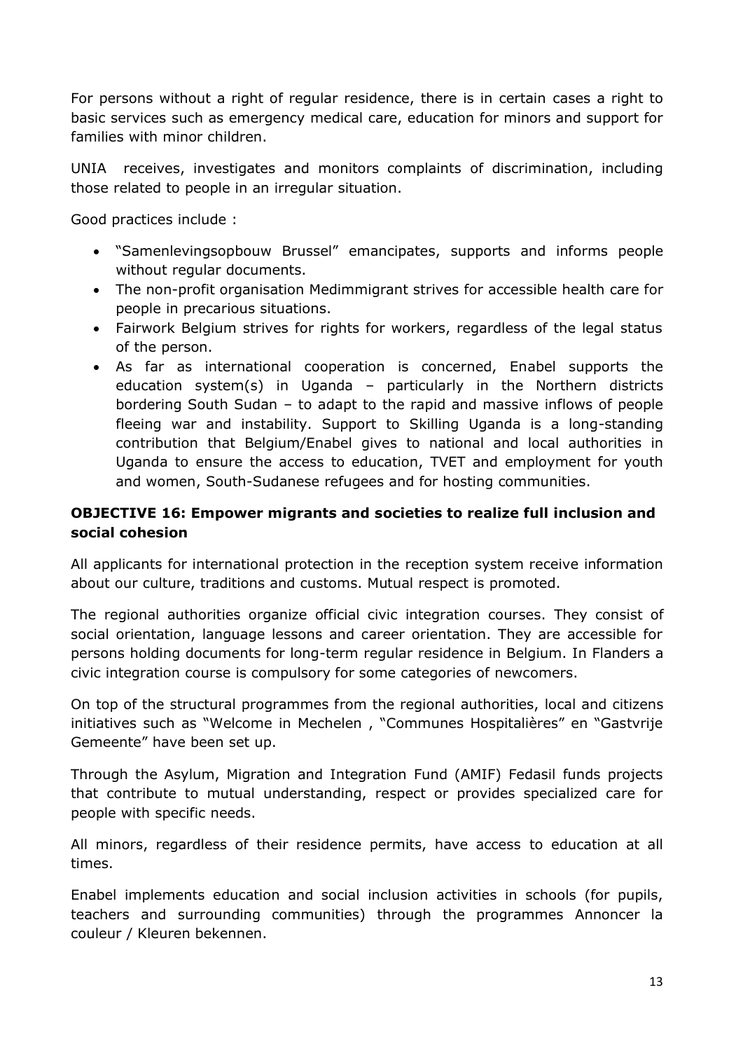For persons without a right of regular residence, there is in certain cases a right to basic services such as emergency medical care, education for minors and support for families with minor children.

UNIA receives, investigates and monitors complaints of discrimination, including those related to people in an irregular situation.

Good practices include :

- "Samenlevingsopbouw Brussel" emancipates, supports and informs people without regular documents.
- The non-profit organisation Medimmigrant strives for accessible health care for people in precarious situations.
- Fairwork Belgium strives for rights for workers, regardless of the legal status of the person.
- As far as international cooperation is concerned, Enabel supports the education system(s) in Uganda – particularly in the Northern districts bordering South Sudan – to adapt to the rapid and massive inflows of people fleeing war and instability. Support to Skilling Uganda is a long-standing contribution that Belgium/Enabel gives to national and local authorities in Uganda to ensure the access to education, TVET and employment for youth and women, South-Sudanese refugees and for hosting communities.

### OBJECTIVE 16: Empower migrants and societies to realize full inclusion and social cohesion

All applicants for international protection in the reception system receive information about our culture, traditions and customs. Mutual respect is promoted.

The regional authorities organize official civic integration courses. They consist of social orientation, language lessons and career orientation. They are accessible for persons holding documents for long-term regular residence in Belgium. In Flanders a civic integration course is compulsory for some categories of newcomers.

On top of the structural programmes from the regional authorities, local and citizens initiatives such as "Welcome in Mechelen , "Communes Hospitalières" en "Gastvrije Gemeente" have been set up.

Through the Asylum, Migration and Integration Fund (AMIF) Fedasil funds projects that contribute to mutual understanding, respect or provides specialized care for people with specific needs.

All minors, regardless of their residence permits, have access to education at all times.

Enabel implements education and social inclusion activities in schools (for pupils, teachers and surrounding communities) through the programmes Annoncer la couleur / Kleuren bekennen.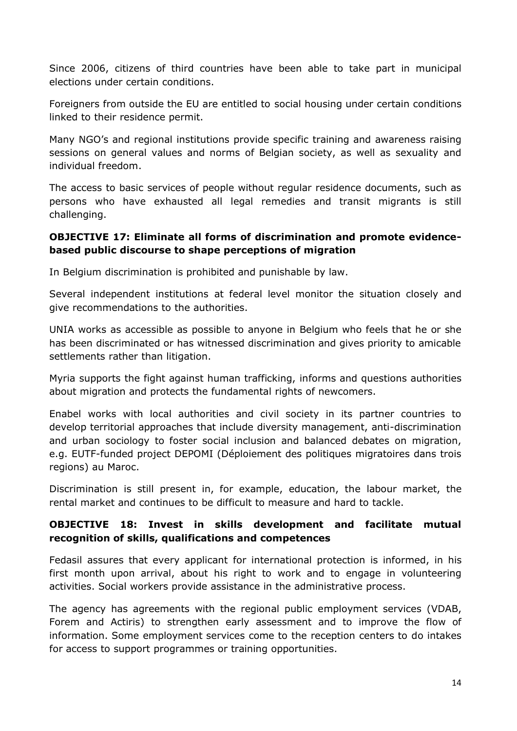Since 2006, citizens of third countries have been able to take part in municipal elections under certain conditions.

Foreigners from outside the EU are entitled to social housing under certain conditions linked to their residence permit.

Many NGO's and regional institutions provide specific training and awareness raising sessions on general values and norms of Belgian society, as well as sexuality and individual freedom.

The access to basic services of people without regular residence documents, such as persons who have exhausted all legal remedies and transit migrants is still challenging.

**OBJECTIVE 17: Eliminate all forms of discrimination and promote evidence-based public discourse to shape perceptions of migration**

In Belgium discrimination is prohibited and punishable by law.

Several independent institutions at federal level monitor the situation closely and give recommendations to the authorities.

UNIA works as accessible as possible to anyone in Belgium who feels that he or she has been discriminated or has witnessed discrimination and gives priority to amicable settlements rather than litigation.

Myria supports the fight against human trafficking, informs and questions authorities about migration and protects the fundamental rights of newcomers.

Enabel works with local authorities and civil society in its partner countries to develop territorial approaches that include diversity management, anti-discrimination and urban sociology to foster social inclusion and balanced debates on migration, e.g. EUTF-funded project DEPOMI (Déploiement des politiques migratoires dans trois regions) au Maroc.

Discrimination is still present in, for example, education, the labour market, the rental market and continues to be difficult to measure and hard to tackle.

**OBJECTIVE 18: Invest in skills development and facilitate mutual recognition of skills, qualifications and competences**

Fedasil assures that every applicant for international protection is informed, in his first month upon arrival, about his right to work and to engage in volunteering activities. Social workers provide assistance in the administrative process.

The agency has agreements with the regional public employment services (VDAB, Forem and Actiris) to strengthen early assessment and to improve the flow of information. Some employment services come to the reception centers to do intakes for access to support programmes or training opportunities.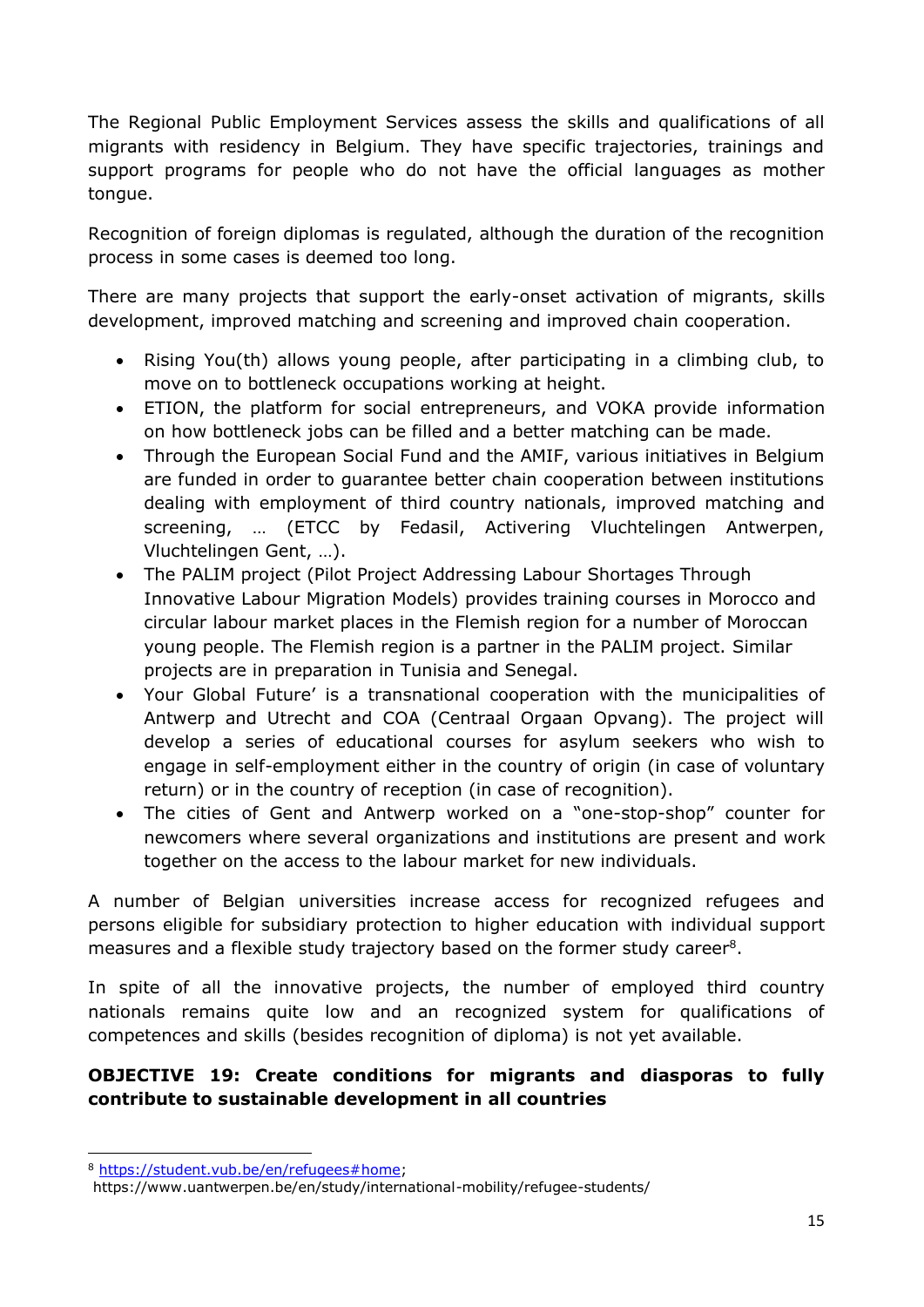The Regional Public Employment Services assess the skills and qualifications of all migrants with residency in Belgium. They have specific trajectories, trainings and support programs for people who do not have the official languages as mother tongue.

Recognition of foreign diplomas is regulated, although the duration of the recognition process in some cases is deemed too long.

There are many projects that support the early-onset activation of migrants, skills development, improved matching and screening and improved chain cooperation.

- Rising You(th) allows young people, after participating in a climbing club, to move on to bottleneck occupations working at height.
- ETION, the platform for social entrepreneurs, and VOKA provide information on how bottleneck jobs can be filled and a better matching can be made.
- Through the European Social Fund and the AMIF, various initiatives in Belgium are funded in order to guarantee better chain cooperation between institutions dealing with employment of third country nationals, improved matching and screening, … (ETCC by Fedasil, Activering Vluchtelingen Antwerpen, Vluchtelingen Gent, …).
- The PALIM project (Pilot Project Addressing Labour Shortages Through Innovative Labour Migration Models) provides training courses in Morocco and circular labour market places in the Flemish region for a number of Moroccan young people. The Flemish region is a partner in the PALIM project. Similar projects are in preparation in Tunisia and Senegal.
- Your Global Future' is a transnational cooperation with the municipalities of Antwerp and Utrecht and COA (Centraal Orgaan Opvang). The project will develop a series of educational courses for asylum seekers who wish to engage in self-employment either in the country of origin (in case of voluntary return) or in the country of reception (in case of recognition).
- The cities of Gent and Antwerp worked on a "one-stop-shop" counter for newcomers where several organizations and institutions are present and work together on the access to the labour market for new individuals.

A number of Belgian universities increase access for recognized refugees and persons eligible for subsidiary protection to higher education with individual support measures and a flexible study trajectory based on the former study career[8].

In spite of all the innovative projects, the number of employed third country nationals remains quite low and an recognized system for qualifications of competences and skills (besides recognition of diploma) is not yet available.

**OBJECTIVE 19: Create conditions for migrants and diasporas to fully contribute to sustainable development in all countries**

[8] https://student.vub.be/en/refugees#home;
https://www.uantwerpen.be/en/study/international-mobility/refugee-students/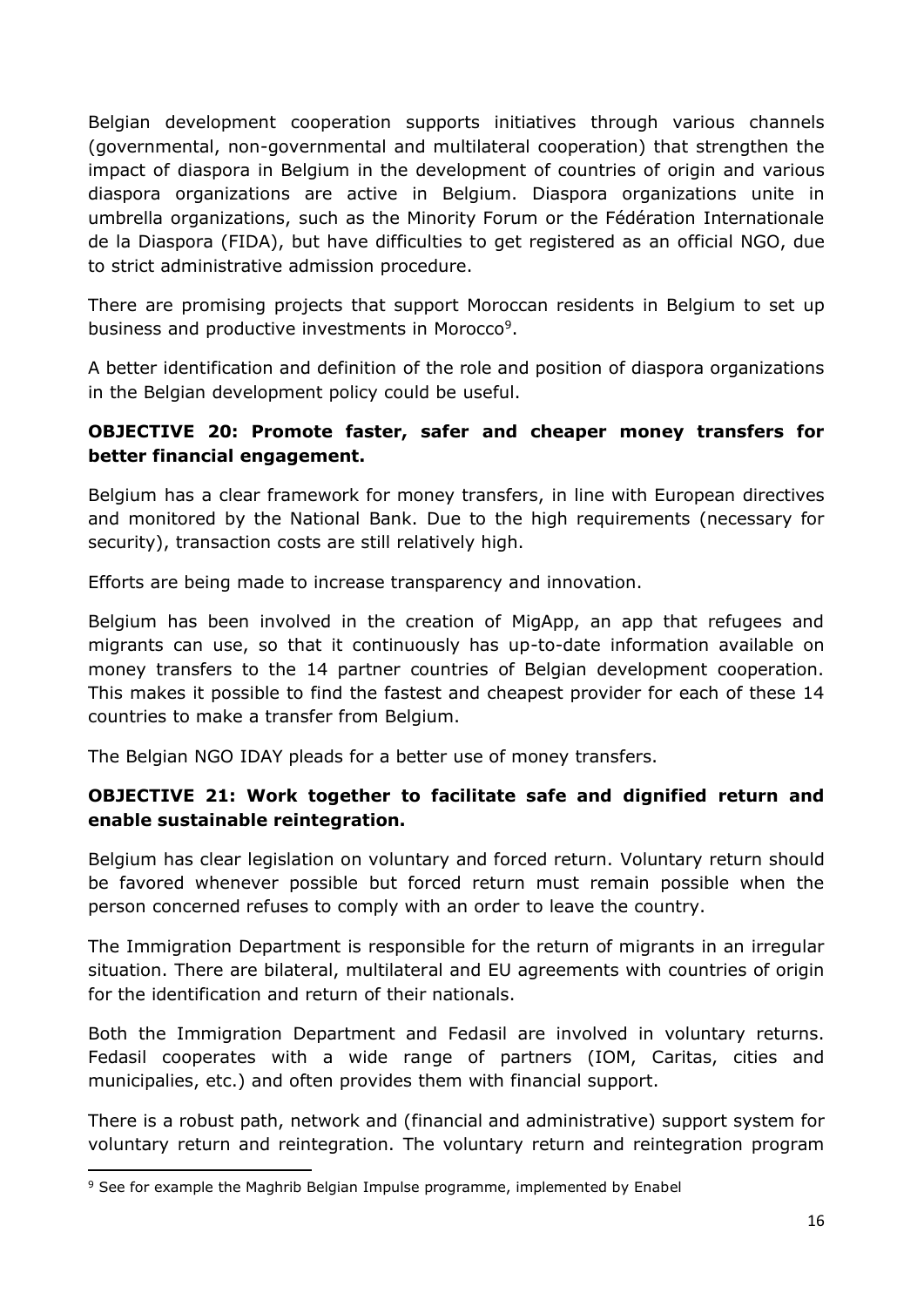Belgian development cooperation supports initiatives through various channels (governmental, non-governmental and multilateral cooperation) that strengthen the impact of diaspora in Belgium in the development of countries of origin and various diaspora organizations are active in Belgium. Diaspora organizations unite in umbrella organizations, such as the Minority Forum or the Fédération Internationale de la Diaspora (FIDA), but have difficulties to get registered as an official NGO, due to strict administrative admission procedure.

There are promising projects that support Moroccan residents in Belgium to set up business and productive investments in Morocco[9].

A better identification and definition of the role and position of diaspora organizations in the Belgian development policy could be useful.

**OBJECTIVE 20: Promote faster, safer and cheaper money transfers for better financial engagement.**

Belgium has a clear framework for money transfers, in line with European directives and monitored by the National Bank. Due to the high requirements (necessary for security), transaction costs are still relatively high.

Efforts are being made to increase transparency and innovation.

Belgium has been involved in the creation of MigApp, an app that refugees and migrants can use, so that it continuously has up-to-date information available on money transfers to the 14 partner countries of Belgian development cooperation. This makes it possible to find the fastest and cheapest provider for each of these 14 countries to make a transfer from Belgium.

The Belgian NGO IDAY pleads for a better use of money transfers.

**OBJECTIVE 21: Work together to facilitate safe and dignified return and enable sustainable reintegration.**

Belgium has clear legislation on voluntary and forced return. Voluntary return should be favored whenever possible but forced return must remain possible when the person concerned refuses to comply with an order to leave the country.

The Immigration Department is responsible for the return of migrants in an irregular situation. There are bilateral, multilateral and EU agreements with countries of origin for the identification and return of their nationals.

Both the Immigration Department and Fedasil are involved in voluntary returns. Fedasil cooperates with a wide range of partners (IOM, Caritas, cities and municipalies, etc.) and often provides them with financial support.

There is a robust path, network and (financial and administrative) support system for voluntary return and reintegration. The voluntary return and reintegration program

[9] See for example the Maghrib Belgian Impulse programme, implemented by Enabel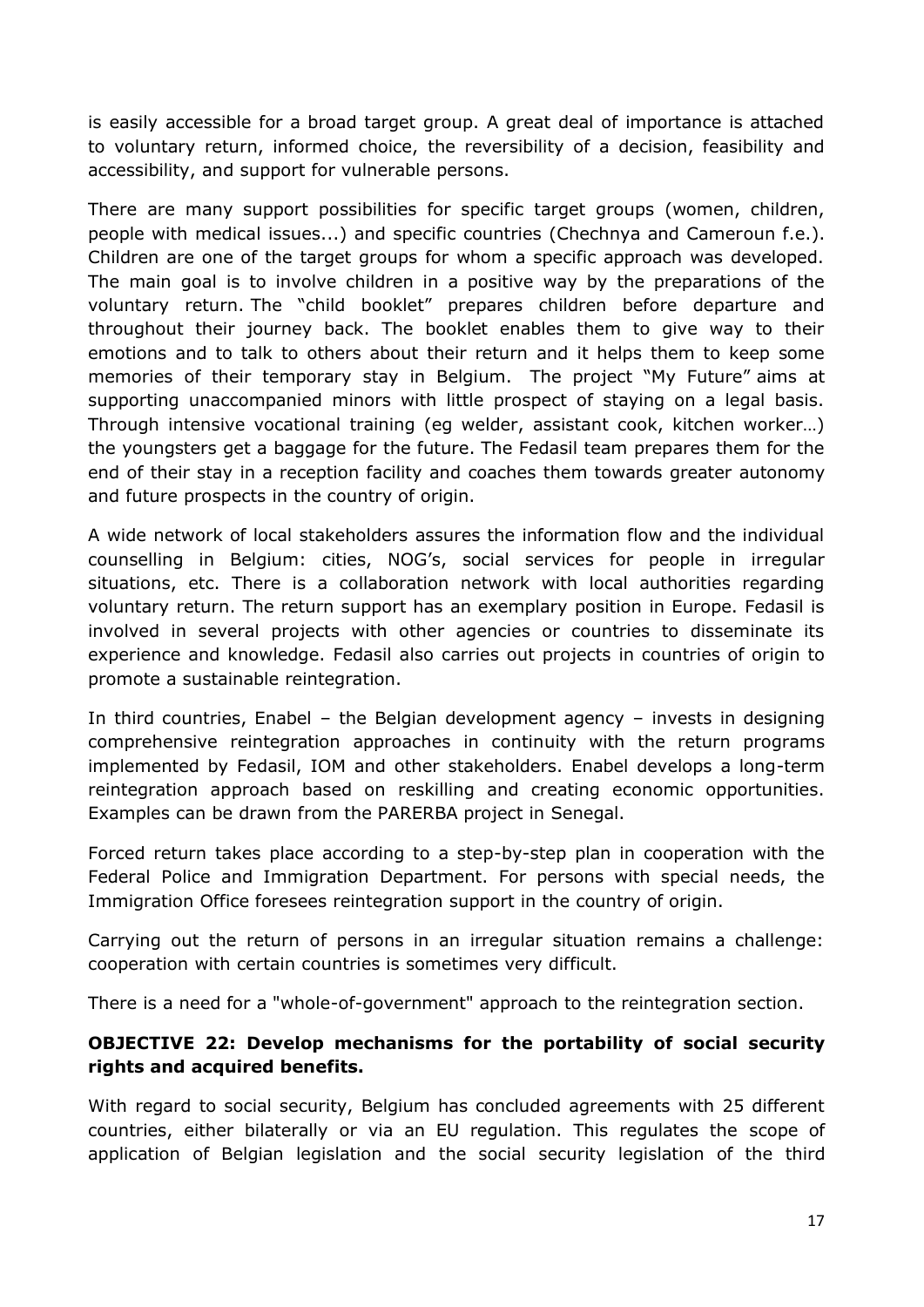is easily accessible for a broad target group. A great deal of importance is attached to voluntary return, informed choice, the reversibility of a decision, feasibility and accessibility, and support for vulnerable persons.

There are many support possibilities for specific target groups (women, children, people with medical issues...) and specific countries (Chechnya and Cameroun f.e.). Children are one of the target groups for whom a specific approach was developed. The main goal is to involve children in a positive way by the preparations of the voluntary return. The "child booklet" prepares children before departure and throughout their journey back. The booklet enables them to give way to their emotions and to talk to others about their return and it helps them to keep some memories of their temporary stay in Belgium. The project "My Future" aims at supporting unaccompanied minors with little prospect of staying on a legal basis. Through intensive vocational training (eg welder, assistant cook, kitchen worker…) the youngsters get a baggage for the future. The Fedasil team prepares them for the end of their stay in a reception facility and coaches them towards greater autonomy and future prospects in the country of origin.

A wide network of local stakeholders assures the information flow and the individual counselling in Belgium: cities, NOG's, social services for people in irregular situations, etc. There is a collaboration network with local authorities regarding voluntary return. The return support has an exemplary position in Europe. Fedasil is involved in several projects with other agencies or countries to disseminate its experience and knowledge. Fedasil also carries out projects in countries of origin to promote a sustainable reintegration.

In third countries, Enabel – the Belgian development agency – invests in designing comprehensive reintegration approaches in continuity with the return programs implemented by Fedasil, IOM and other stakeholders. Enabel develops a long-term reintegration approach based on reskilling and creating economic opportunities. Examples can be drawn from the PARERBA project in Senegal.

Forced return takes place according to a step-by-step plan in cooperation with the Federal Police and Immigration Department. For persons with special needs, the Immigration Office foresees reintegration support in the country of origin.

Carrying out the return of persons in an irregular situation remains a challenge: cooperation with certain countries is sometimes very difficult.

There is a need for a "whole-of-government" approach to the reintegration section.

**OBJECTIVE 22: Develop mechanisms for the portability of social security rights and acquired benefits.**

With regard to social security, Belgium has concluded agreements with 25 different countries, either bilaterally or via an EU regulation. This regulates the scope of application of Belgian legislation and the social security legislation of the third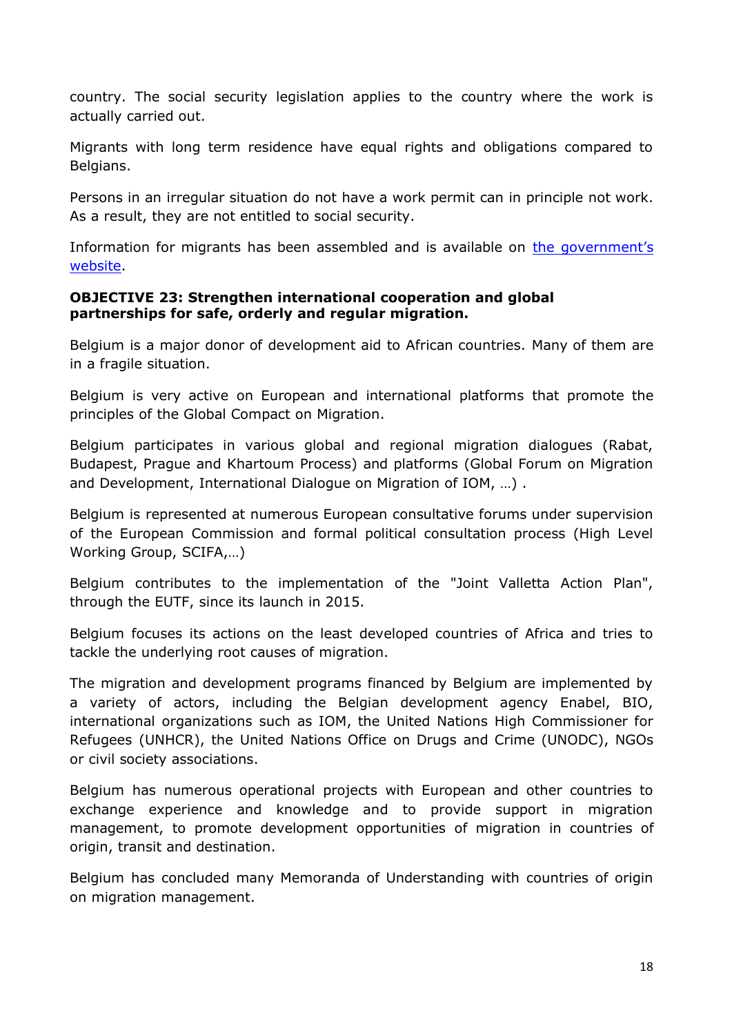country. The social security legislation applies to the country where the work is actually carried out.

Migrants with long term residence have equal rights and obligations compared to Belgians.

Persons in an irregular situation do not have a work permit can in principle not work. As a result, they are not entitled to social security.

Information for migrants has been assembled and is available on [the government's website](#).

**OBJECTIVE 23: Strengthen international cooperation and global partnerships for safe, orderly and regular migration.**

Belgium is a major donor of development aid to African countries. Many of them are in a fragile situation.

Belgium is very active on European and international platforms that promote the principles of the Global Compact on Migration.

Belgium participates in various global and regional migration dialogues (Rabat, Budapest, Prague and Khartoum Process) and platforms (Global Forum on Migration and Development, International Dialogue on Migration of IOM, …) .

Belgium is represented at numerous European consultative forums under supervision of the European Commission and formal political consultation process (High Level Working Group, SCIFA,…)

Belgium contributes to the implementation of the "Joint Valletta Action Plan", through the EUTF, since its launch in 2015.

Belgium focuses its actions on the least developed countries of Africa and tries to tackle the underlying root causes of migration.

The migration and development programs financed by Belgium are implemented by a variety of actors, including the Belgian development agency Enabel, BIO, international organizations such as IOM, the United Nations High Commissioner for Refugees (UNHCR), the United Nations Office on Drugs and Crime (UNODC), NGOs or civil society associations.

Belgium has numerous operational projects with European and other countries to exchange experience and knowledge and to provide support in migration management, to promote development opportunities of migration in countries of origin, transit and destination.

Belgium has concluded many Memoranda of Understanding with countries of origin on migration management.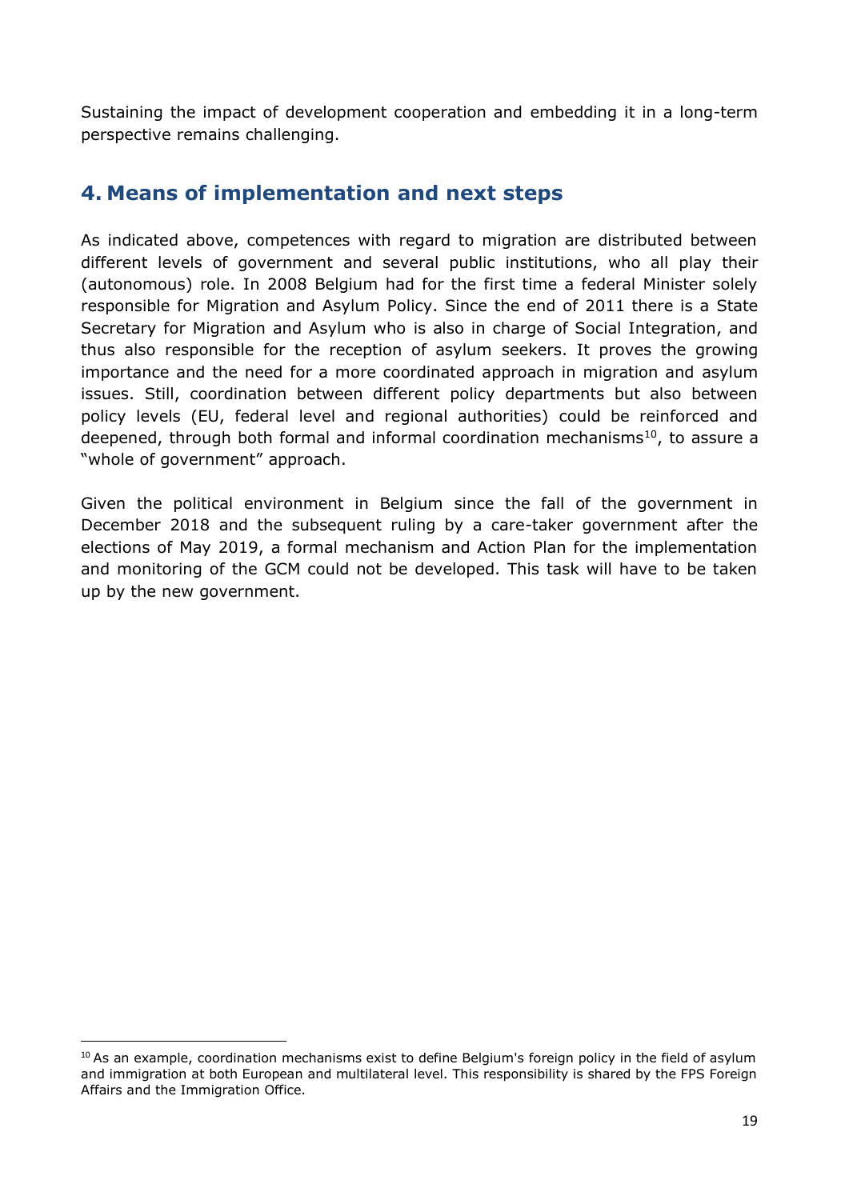Sustaining the impact of development cooperation and embedding it in a long-term perspective remains challenging.

## 4. Means of implementation and next steps

As indicated above, competences with regard to migration are distributed between different levels of government and several public institutions, who all play their (autonomous) role. In 2008 Belgium had for the first time a federal Minister solely responsible for Migration and Asylum Policy. Since the end of 2011 there is a State Secretary for Migration and Asylum who is also in charge of Social Integration, and thus also responsible for the reception of asylum seekers. It proves the growing importance and the need for a more coordinated approach in migration and asylum issues. Still, coordination between different policy departments but also between policy levels (EU, federal level and regional authorities) could be reinforced and deepened, through both formal and informal coordination mechanisms[10], to assure a "whole of government" approach.

Given the political environment in Belgium since the fall of the government in December 2018 and the subsequent ruling by a care-taker government after the elections of May 2019, a formal mechanism and Action Plan for the implementation and monitoring of the GCM could not be developed. This task will have to be taken up by the new government.

[10] As an example, coordination mechanisms exist to define Belgium's foreign policy in the field of asylum and immigration at both European and multilateral level. This responsibility is shared by the FPS Foreign Affairs and the Immigration Office.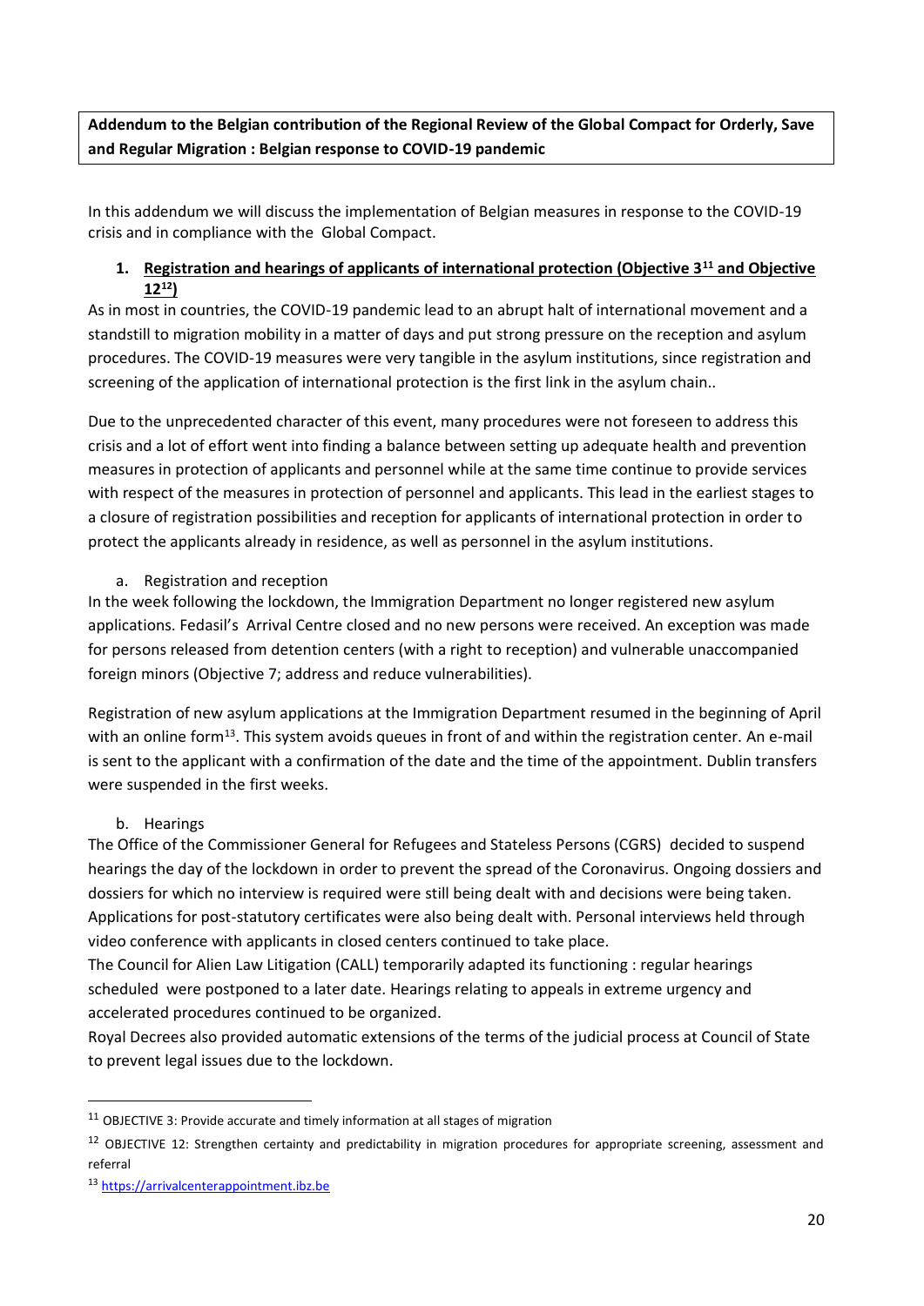**Addendum to the Belgian contribution of the Regional Review of the Global Compact for Orderly, Save and Regular Migration : Belgian response to COVID-19 pandemic**

In this addendum we will discuss the implementation of Belgian measures in response to the COVID-19 crisis and in compliance with the Global Compact.

1. **Registration and hearings of applicants of international protection (Objective 3[11] and Objective 12[12])**

As in most in countries, the COVID-19 pandemic lead to an abrupt halt of international movement and a standstill to migration mobility in a matter of days and put strong pressure on the reception and asylum procedures. The COVID-19 measures were very tangible in the asylum institutions, since registration and screening of the application of international protection is the first link in the asylum chain..

Due to the unprecedented character of this event, many procedures were not foreseen to address this crisis and a lot of effort went into finding a balance between setting up adequate health and prevention measures in protection of applicants and personnel while at the same time continue to provide services with respect of the measures in protection of personnel and applicants. This lead in the earliest stages to a closure of registration possibilities and reception for applicants of international protection in order to protect the applicants already in residence, as well as personnel in the asylum institutions.

a. Registration and reception

In the week following the lockdown, the Immigration Department no longer registered new asylum applications. Fedasil's Arrival Centre closed and no new persons were received. An exception was made for persons released from detention centers (with a right to reception) and vulnerable unaccompanied foreign minors (Objective 7; address and reduce vulnerabilities).

Registration of new asylum applications at the Immigration Department resumed in the beginning of April with an online form[13]. This system avoids queues in front of and within the registration center. An e-mail is sent to the applicant with a confirmation of the date and the time of the appointment. Dublin transfers were suspended in the first weeks.

b. Hearings

The Office of the Commissioner General for Refugees and Stateless Persons (CGRS) decided to suspend hearings the day of the lockdown in order to prevent the spread of the Coronavirus. Ongoing dossiers and dossiers for which no interview is required were still being dealt with and decisions were being taken. Applications for post-statutory certificates were also being dealt with. Personal interviews held through video conference with applicants in closed centers continued to take place.

The Council for Alien Law Litigation (CALL) temporarily adapted its functioning : regular hearings scheduled were postponed to a later date. Hearings relating to appeals in extreme urgency and accelerated procedures continued to be organized.

Royal Decrees also provided automatic extensions of the terms of the judicial process at Council of State to prevent legal issues due to the lockdown.

---

[11] OBJECTIVE 3: Provide accurate and timely information at all stages of migration

[12] OBJECTIVE 12: Strengthen certainty and predictability in migration procedures for appropriate screening, assessment and referral

[13] https://arrivalcenterappointment.ibz.be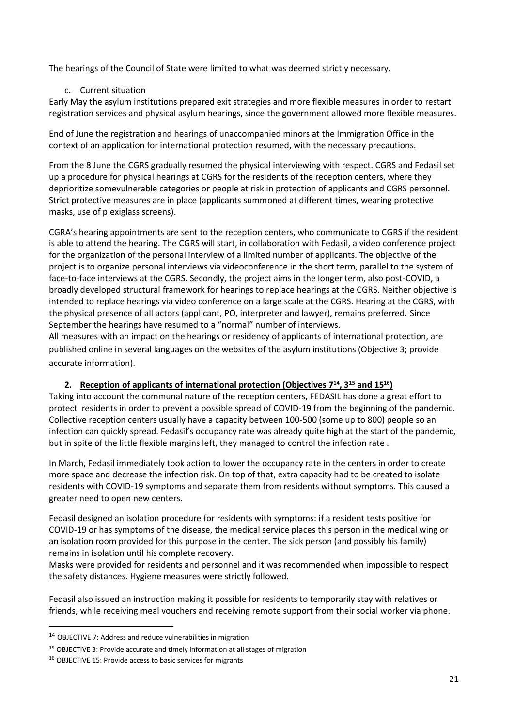The hearings of the Council of State were limited to what was deemed strictly necessary.

c. Current situation

Early May the asylum institutions prepared exit strategies and more flexible measures in order to restart registration services and physical asylum hearings, since the government allowed more flexible measures.

End of June the registration and hearings of unaccompanied minors at the Immigration Office in the context of an application for international protection resumed, with the necessary precautions.

From the 8 June the CGRS gradually resumed the physical interviewing with respect. CGRS and Fedasil set up a procedure for physical hearings at CGRS for the residents of the reception centers, where they deprioritize somevulnerable categories or people at risk in protection of applicants and CGRS personnel. Strict protective measures are in place (applicants summoned at different times, wearing protective masks, use of plexiglass screens).

CGRA's hearing appointments are sent to the reception centers, who communicate to CGRS if the resident is able to attend the hearing. The CGRS will start, in collaboration with Fedasil, a video conference project for the organization of the personal interview of a limited number of applicants. The objective of the project is to organize personal interviews via videoconference in the short term, parallel to the system of face-to-face interviews at the CGRS. Secondly, the project aims in the longer term, also post-COVID, a broadly developed structural framework for hearings to replace hearings at the CGRS. Neither objective is intended to replace hearings via video conference on a large scale at the CGRS. Hearing at the CGRS, with the physical presence of all actors (applicant, PO, interpreter and lawyer), remains preferred. Since September the hearings have resumed to a "normal" number of interviews.

All measures with an impact on the hearings or residency of applicants of international protection, are published online in several languages on the websites of the asylum institutions (Objective 3; provide accurate information).

## 2. Reception of applicants of international protection (Objectives 7[14], 3[15] and 15[16])

Taking into account the communal nature of the reception centers, FEDASIL has done a great effort to protect residents in order to prevent a possible spread of COVID-19 from the beginning of the pandemic. Collective reception centers usually have a capacity between 100-500 (some up to 800) people so an infection can quickly spread. Fedasil's occupancy rate was already quite high at the start of the pandemic, but in spite of the little flexible margins left, they managed to control the infection rate .

In March, Fedasil immediately took action to lower the occupancy rate in the centers in order to create more space and decrease the infection risk. On top of that, extra capacity had to be created to isolate residents with COVID-19 symptoms and separate them from residents without symptoms. This caused a greater need to open new centers.

Fedasil designed an isolation procedure for residents with symptoms: if a resident tests positive for COVID-19 or has symptoms of the disease, the medical service places this person in the medical wing or an isolation room provided for this purpose in the center. The sick person (and possibly his family) remains in isolation until his complete recovery.

Masks were provided for residents and personnel and it was recommended when impossible to respect the safety distances. Hygiene measures were strictly followed.

Fedasil also issued an instruction making it possible for residents to temporarily stay with relatives or friends, while receiving meal vouchers and receiving remote support from their social worker via phone.

---

[14] OBJECTIVE 7: Address and reduce vulnerabilities in migration

[15] OBJECTIVE 3: Provide accurate and timely information at all stages of migration

[16] OBJECTIVE 15: Provide access to basic services for migrants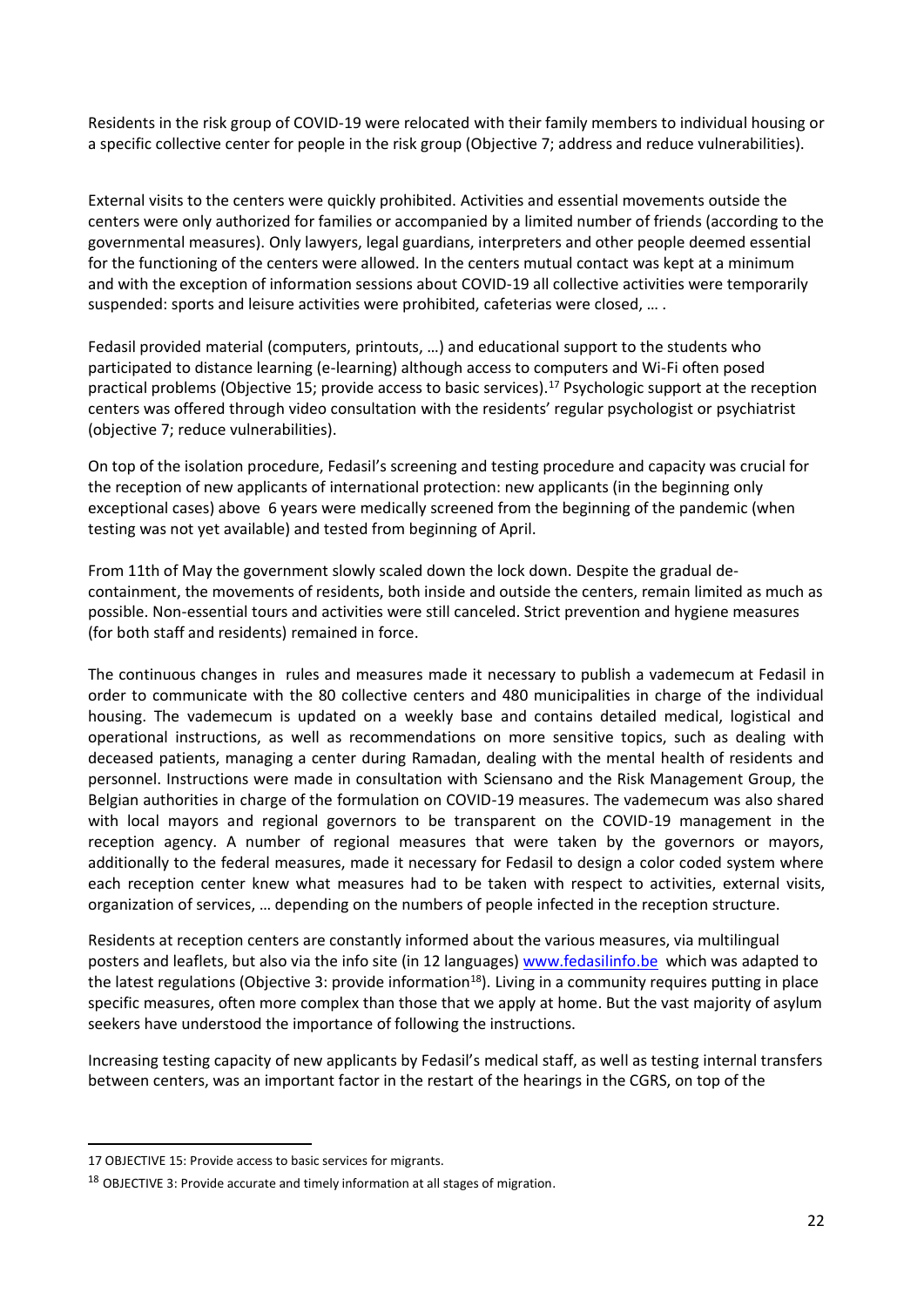Residents in the risk group of COVID-19 were relocated with their family members to individual housing or a specific collective center for people in the risk group (Objective 7; address and reduce vulnerabilities).

External visits to the centers were quickly prohibited. Activities and essential movements outside the centers were only authorized for families or accompanied by a limited number of friends (according to the governmental measures). Only lawyers, legal guardians, interpreters and other people deemed essential for the functioning of the centers were allowed. In the centers mutual contact was kept at a minimum and with the exception of information sessions about COVID-19 all collective activities were temporarily suspended: sports and leisure activities were prohibited, cafeterias were closed, … .

Fedasil provided material (computers, printouts, …) and educational support to the students who participated to distance learning (e-learning) although access to computers and Wi-Fi often posed practical problems (Objective 15; provide access to basic services).[17] Psychologic support at the reception centers was offered through video consultation with the residents' regular psychologist or psychiatrist (objective 7; reduce vulnerabilities).

On top of the isolation procedure, Fedasil's screening and testing procedure and capacity was crucial for the reception of new applicants of international protection: new applicants (in the beginning only exceptional cases) above 6 years were medically screened from the beginning of the pandemic (when testing was not yet available) and tested from beginning of April.

From 11th of May the government slowly scaled down the lock down. Despite the gradual de-containment, the movements of residents, both inside and outside the centers, remain limited as much as possible. Non-essential tours and activities were still canceled. Strict prevention and hygiene measures (for both staff and residents) remained in force.

The continuous changes in rules and measures made it necessary to publish a vademecum at Fedasil in order to communicate with the 80 collective centers and 480 municipalities in charge of the individual housing. The vademecum is updated on a weekly base and contains detailed medical, logistical and operational instructions, as well as recommendations on more sensitive topics, such as dealing with deceased patients, managing a center during Ramadan, dealing with the mental health of residents and personnel. Instructions were made in consultation with Sciensano and the Risk Management Group, the Belgian authorities in charge of the formulation on COVID-19 measures. The vademecum was also shared with local mayors and regional governors to be transparent on the COVID-19 management in the reception agency. A number of regional measures that were taken by the governors or mayors, additionally to the federal measures, made it necessary for Fedasil to design a color coded system where each reception center knew what measures had to be taken with respect to activities, external visits, organization of services, … depending on the numbers of people infected in the reception structure.

Residents at reception centers are constantly informed about the various measures, via multilingual posters and leaflets, but also via the info site (in 12 languages) www.fedasilinfo.be which was adapted to the latest regulations (Objective 3: provide information[18]). Living in a community requires putting in place specific measures, often more complex than those that we apply at home. But the vast majority of asylum seekers have understood the importance of following the instructions.

Increasing testing capacity of new applicants by Fedasil's medical staff, as well as testing internal transfers between centers, was an important factor in the restart of the hearings in the CGRS, on top of the

---

17 OBJECTIVE 15: Provide access to basic services for migrants.

18 OBJECTIVE 3: Provide accurate and timely information at all stages of migration.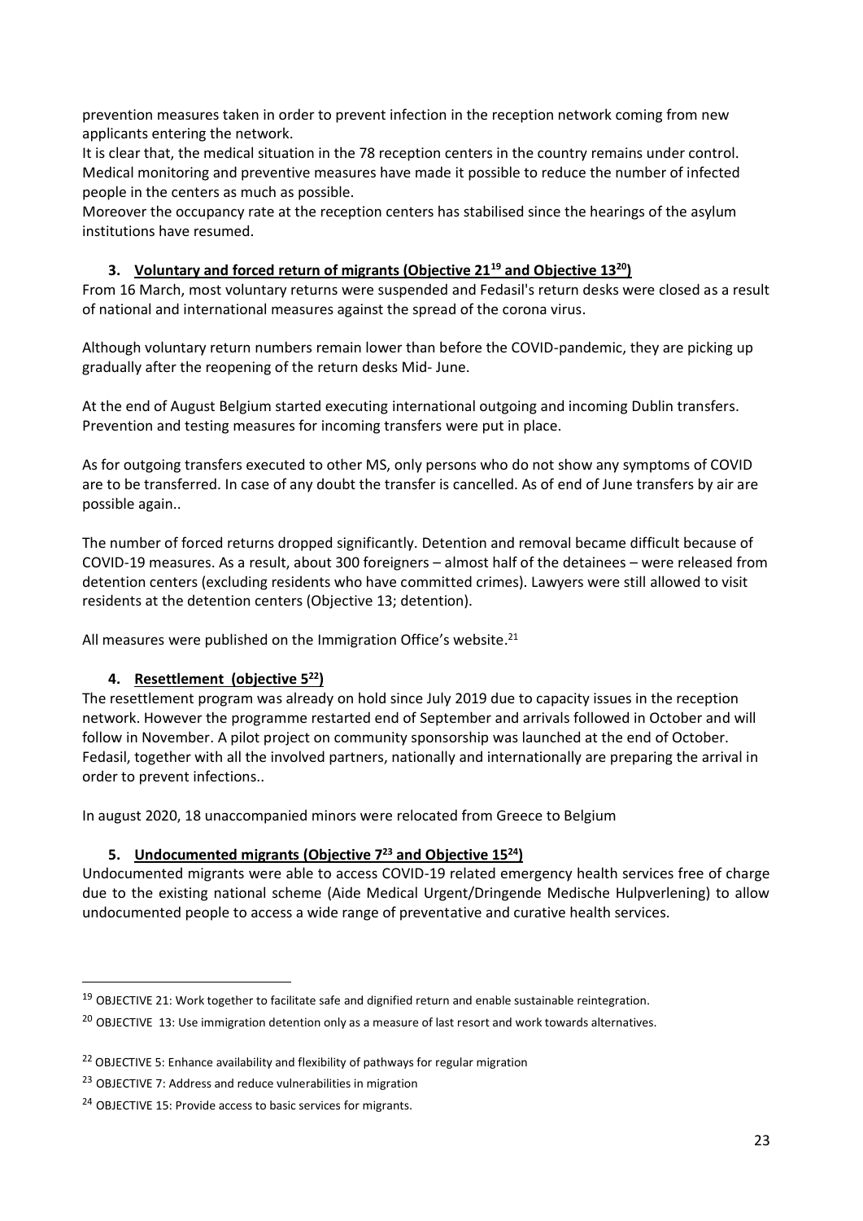prevention measures taken in order to prevent infection in the reception network coming from new applicants entering the network.

It is clear that, the medical situation in the 78 reception centers in the country remains under control. Medical monitoring and preventive measures have made it possible to reduce the number of infected people in the centers as much as possible.

Moreover the occupancy rate at the reception centers has stabilised since the hearings of the asylum institutions have resumed.

### 3. Voluntary and forced return of migrants (Objective 21[19] and Objective 13[20])

From 16 March, most voluntary returns were suspended and Fedasil's return desks were closed as a result of national and international measures against the spread of the corona virus.

Although voluntary return numbers remain lower than before the COVID-pandemic, they are picking up gradually after the reopening of the return desks Mid- June.

At the end of August Belgium started executing international outgoing and incoming Dublin transfers. Prevention and testing measures for incoming transfers were put in place.

As for outgoing transfers executed to other MS, only persons who do not show any symptoms of COVID are to be transferred. In case of any doubt the transfer is cancelled. As of end of June transfers by air are possible again..

The number of forced returns dropped significantly. Detention and removal became difficult because of COVID-19 measures. As a result, about 300 foreigners – almost half of the detainees – were released from detention centers (excluding residents who have committed crimes). Lawyers were still allowed to visit residents at the detention centers (Objective 13; detention).

All measures were published on the Immigration Office's website.[21]

### 4. Resettlement (objective 5[22])

The resettlement program was already on hold since July 2019 due to capacity issues in the reception network. However the programme restarted end of September and arrivals followed in October and will follow in November. A pilot project on community sponsorship was launched at the end of October. Fedasil, together with all the involved partners, nationally and internationally are preparing the arrival in order to prevent infections..

In august 2020, 18 unaccompanied minors were relocated from Greece to Belgium

### 5. Undocumented migrants (Objective 7[23] and Objective 15[24])

Undocumented migrants were able to access COVID-19 related emergency health services free of charge due to the existing national scheme (Aide Medical Urgent/Dringende Medische Hulpverlening) to allow undocumented people to access a wide range of preventative and curative health services.

---

[19] OBJECTIVE 21: Work together to facilitate safe and dignified return and enable sustainable reintegration.

[20] OBJECTIVE 13: Use immigration detention only as a measure of last resort and work towards alternatives.

[22] OBJECTIVE 5: Enhance availability and flexibility of pathways for regular migration

[23] OBJECTIVE 7: Address and reduce vulnerabilities in migration

[24] OBJECTIVE 15: Provide access to basic services for migrants.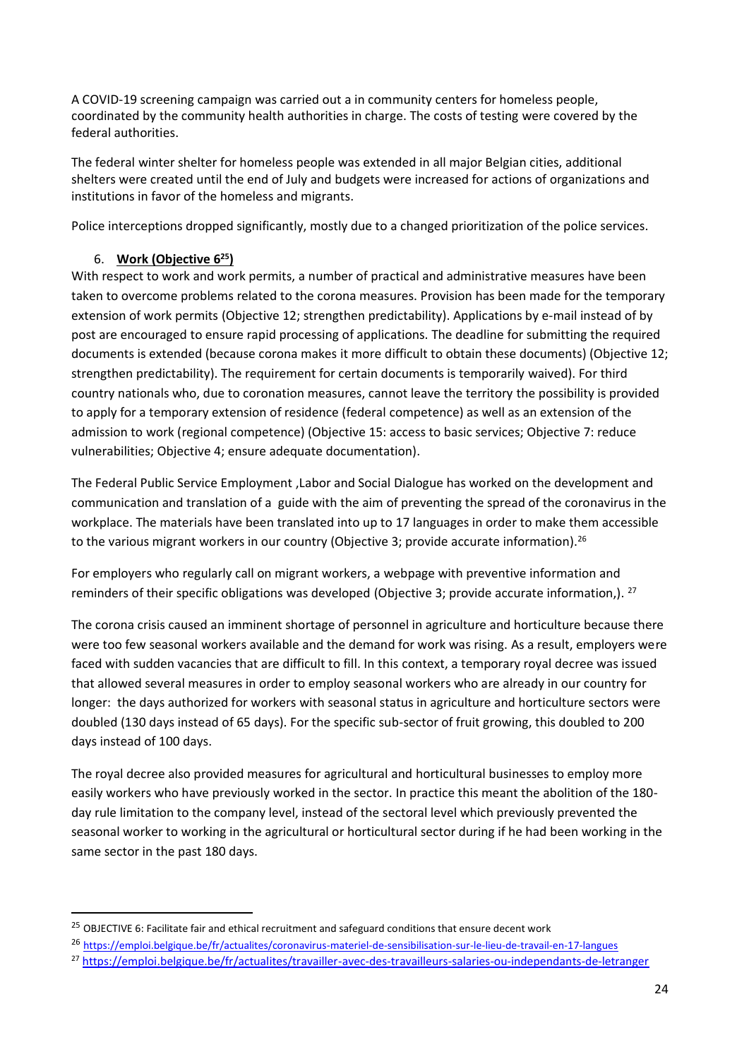A COVID-19 screening campaign was carried out a in community centers for homeless people, coordinated by the community health authorities in charge. The costs of testing were covered by the federal authorities.

The federal winter shelter for homeless people was extended in all major Belgian cities, additional shelters were created until the end of July and budgets were increased for actions of organizations and institutions in favor of the homeless and migrants.

Police interceptions dropped significantly, mostly due to a changed prioritization of the police services.

6. **Work (Objective 6[25])**

With respect to work and work permits, a number of practical and administrative measures have been taken to overcome problems related to the corona measures. Provision has been made for the temporary extension of work permits (Objective 12; strengthen predictability). Applications by e-mail instead of by post are encouraged to ensure rapid processing of applications. The deadline for submitting the required documents is extended (because corona makes it more difficult to obtain these documents) (Objective 12; strengthen predictability). The requirement for certain documents is temporarily waived). For third country nationals who, due to coronation measures, cannot leave the territory the possibility is provided to apply for a temporary extension of residence (federal competence) as well as an extension of the admission to work (regional competence) (Objective 15: access to basic services; Objective 7: reduce vulnerabilities; Objective 4; ensure adequate documentation).

The Federal Public Service Employment ,Labor and Social Dialogue has worked on the development and communication and translation of a guide with the aim of preventing the spread of the coronavirus in the workplace. The materials have been translated into up to 17 languages in order to make them accessible to the various migrant workers in our country (Objective 3; provide accurate information).[26]

For employers who regularly call on migrant workers, a webpage with preventive information and reminders of their specific obligations was developed (Objective 3; provide accurate information,). [27]

The corona crisis caused an imminent shortage of personnel in agriculture and horticulture because there were too few seasonal workers available and the demand for work was rising. As a result, employers were faced with sudden vacancies that are difficult to fill. In this context, a temporary royal decree was issued that allowed several measures in order to employ seasonal workers who are already in our country for longer: the days authorized for workers with seasonal status in agriculture and horticulture sectors were doubled (130 days instead of 65 days). For the specific sub-sector of fruit growing, this doubled to 200 days instead of 100 days.

The royal decree also provided measures for agricultural and horticultural businesses to employ more easily workers who have previously worked in the sector. In practice this meant the abolition of the 180-day rule limitation to the company level, instead of the sectoral level which previously prevented the seasonal worker to working in the agricultural or horticultural sector during if he had been working in the same sector in the past 180 days.

---

[25] OBJECTIVE 6: Facilitate fair and ethical recruitment and safeguard conditions that ensure decent work

[26] https://emploi.belgique.be/fr/actualites/coronavirus-materiel-de-sensibilisation-sur-le-lieu-de-travail-en-17-langues

[27] https://emploi.belgique.be/fr/actualites/travailler-avec-des-travailleurs-salaries-ou-independants-de-letranger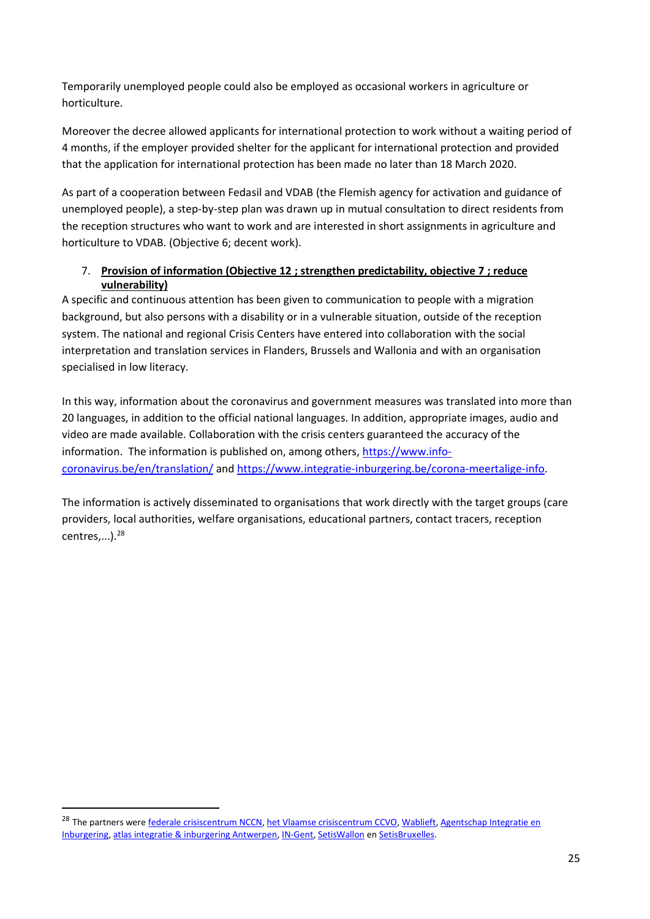Temporarily unemployed people could also be employed as occasional workers in agriculture or horticulture.

Moreover the decree allowed applicants for international protection to work without a waiting period of 4 months, if the employer provided shelter for the applicant for international protection and provided that the application for international protection has been made no later than 18 March 2020.

As part of a cooperation between Fedasil and VDAB (the Flemish agency for activation and guidance of unemployed people), a step-by-step plan was drawn up in mutual consultation to direct residents from the reception structures who want to work and are interested in short assignments in agriculture and horticulture to VDAB. (Objective 6; decent work).

7. **Provision of information (Objective 12 ; strengthen predictability, objective 7 ; reduce vulnerability)**

A specific and continuous attention has been given to communication to people with a migration background, but also persons with a disability or in a vulnerable situation, outside of the reception system. The national and regional Crisis Centers have entered into collaboration with the social interpretation and translation services in Flanders, Brussels and Wallonia and with an organisation specialised in low literacy.

In this way, information about the coronavirus and government measures was translated into more than 20 languages, in addition to the official national languages. In addition, appropriate images, audio and video are made available. Collaboration with the crisis centers guaranteed the accuracy of the information. The information is published on, among others, https://www.info-coronavirus.be/en/translation/ and https://www.integratie-inburgering.be/corona-meertalige-info.

The information is actively disseminated to organisations that work directly with the target groups (care providers, local authorities, welfare organisations, educational partners, contact tracers, reception centres,...).[28]

[28] The partners were federale crisiscentrum NCCN, het Vlaamse crisiscentrum CCVO, Wablieft, Agentschap Integratie en Inburgering, atlas integratie & inburgering Antwerpen, IN-Gent, SetisWallon en SetisBruxelles.